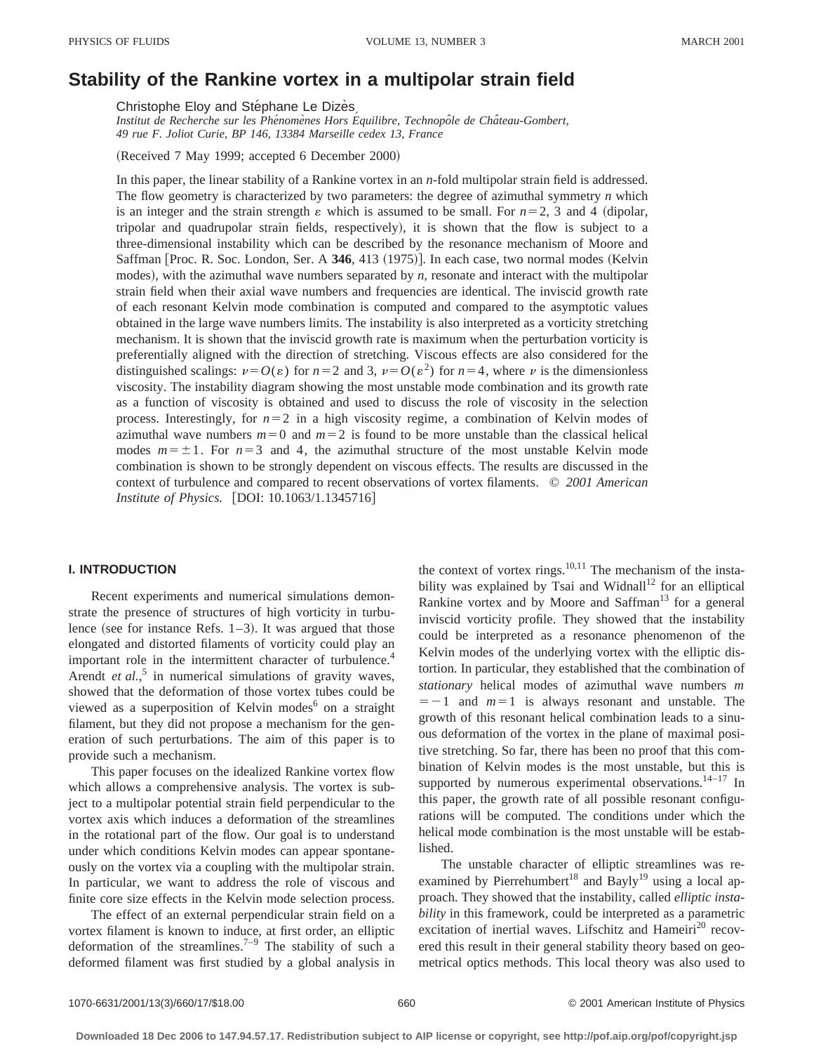# Stability of the Rankine vortex in a multipolar strain field

Christophe Eloy and Stéphane Le Dizès

*Institut de Recherche sur les Phénomènes Hors Équilibre, Technopôle de Château-Gombert, 49 rue F. Joliot Curie, BP 146, 13384 Marseille cedex 13, France*

(Received 7 May 1999; accepted 6 December 2000)

In this paper, the linear stability of a Rankine vortex in an $n$-fold multipolar strain field is addressed. The flow geometry is characterized by two parameters: the degree of azimuthal symmetry $n$ which is an integer and the strain strength $\varepsilon$ which is assumed to be small. For $n=2$, 3 and 4 (dipolar, tripolar and quadrupolar strain fields, respectively), it is shown that the flow is subject to a three-dimensional instability which can be described by the resonance mechanism of Moore and Saffman [Proc. R. Soc. London, Ser. A **346**, 413 (1975)]. In each case, two normal modes (Kelvin modes), with the azimuthal wave numbers separated by $n$, resonate and interact with the multipolar strain field when their axial wave numbers and frequencies are identical. The inviscid growth rate of each resonant Kelvin mode combination is computed and compared to the asymptotic values obtained in the large wave numbers limits. The instability is also interpreted as a vorticity stretching mechanism. It is shown that the inviscid growth rate is maximum when the perturbation vorticity is preferentially aligned with the direction of stretching. Viscous effects are also considered for the distinguished scalings: $\nu=O(\varepsilon)$ for $n=2$ and 3, $\nu=O(\varepsilon^2)$ for $n=4$, where $\nu$ is the dimensionless viscosity. The instability diagram showing the most unstable mode combination and its growth rate as a function of viscosity is obtained and used to discuss the role of viscosity in the selection process. Interestingly, for $n=2$ in a high viscosity regime, a combination of Kelvin modes of azimuthal wave numbers $m=0$ and $m=2$ is found to be more unstable than the classical helical modes $m=\pm 1$. For $n=3$ and 4, the azimuthal structure of the most unstable Kelvin mode combination is shown to be strongly dependent on viscous effects. The results are discussed in the context of turbulence and compared to recent observations of vortex filaments. © *2001 American Institute of Physics.* [DOI: 10.1063/1.1345716]

## I. INTRODUCTION

Recent experiments and numerical simulations demonstrate the presence of structures of high vorticity in turbulence (see for instance Refs. 1–3). It was argued that those elongated and distorted filaments of vorticity could play an important role in the intermittent character of turbulence.[4] Arendt *et al.*,[5] in numerical simulations of gravity waves, showed that the deformation of those vortex tubes could be viewed as a superposition of Kelvin modes[6] on a straight filament, but they did not propose a mechanism for the generation of such perturbations. The aim of this paper is to provide such a mechanism.

This paper focuses on the idealized Rankine vortex flow which allows a comprehensive analysis. The vortex is subject to a multipolar potential strain field perpendicular to the vortex axis which induces a deformation of the streamlines in the rotational part of the flow. Our goal is to understand under which conditions Kelvin modes can appear spontaneously on the vortex via a coupling with the multipolar strain. In particular, we want to address the role of viscous and finite core size effects in the Kelvin mode selection process.

The effect of an external perpendicular strain field on a vortex filament is known to induce, at first order, an elliptic deformation of the streamlines.[7–9] The stability of such a deformed filament was first studied by a global analysis in the context of vortex rings.[10,11] The mechanism of the instability was explained by Tsai and Widnall[12] for an elliptical Rankine vortex and by Moore and Saffman[13] for a general inviscid vorticity profile. They showed that the instability could be interpreted as a resonance phenomenon of the Kelvin modes of the underlying vortex with the elliptic distortion. In particular, they established that the combination of *stationary* helical modes of azimuthal wave numbers $m=-1$ and $m=1$ is always resonant and unstable. The growth of this resonant helical combination leads to a sinuous deformation of the vortex in the plane of maximal positive stretching. So far, there has been no proof that this combination of Kelvin modes is the most unstable, but this is supported by numerous experimental observations.[14–17] In this paper, the growth rate of all possible resonant configurations will be computed. The conditions under which the helical mode combination is the most unstable will be established.

The unstable character of elliptic streamlines was re-examined by Pierrehumbert[18] and Bayly[19] using a local approach. They showed that the instability, called *elliptic instability* in this framework, could be interpreted as a parametric excitation of inertial waves. Lifschitz and Hameiri[20] recovered this result in their general stability theory based on geometrical optics methods. This local theory was also used to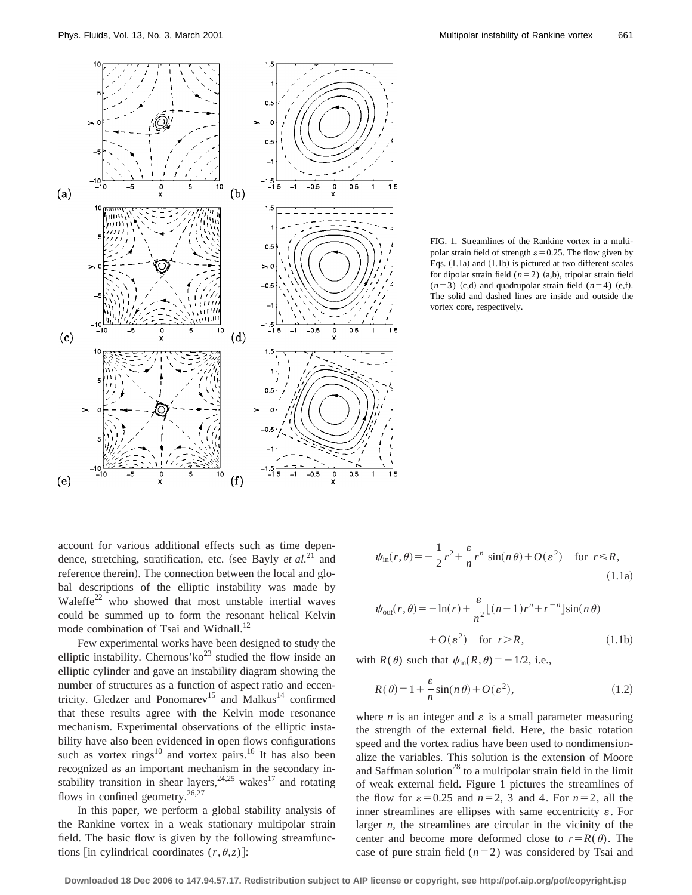FIG. 1. Streamlines of the Rankine vortex in a multipolar strain field of strength $\varepsilon = 0.25$. The flow given by Eqs. (1.1a) and (1.1b) is pictured at two different scales for dipolar strain field ($n=2$) (a,b), tripolar strain field ($n=3$) (c,d) and quadrupolar strain field ($n=4$) (e,f). The solid and dashed lines are inside and outside the vortex core, respectively.

account for various additional effects such as time dependence, stretching, stratification, etc. (see Bayly *et al.*[21] and reference therein). The connection between the local and global descriptions of the elliptic instability was made by Waleffe[22] who showed that most unstable inertial waves could be summed up to form the resonant helical Kelvin mode combination of Tsai and Widnall.[12]

Few experimental works have been designed to study the elliptic instability. Chernous'ko[23] studied the flow inside an elliptic cylinder and gave an instability diagram showing the number of structures as a function of aspect ratio and eccentricity. Gledzer and Ponomarev[15] and Malkus[14] confirmed that these results agree with the Kelvin mode resonance mechanism. Experimental observations of the elliptic instability have also been evidenced in open flows configurations such as vortex rings[10] and vortex pairs.[16] It has also been recognized as an important mechanism in the secondary instability transition in shear layers,[24,25] wakes[17] and rotating flows in confined geometry.[26,27]

In this paper, we perform a global stability analysis of the Rankine vortex in a weak stationary multipolar strain field. The basic flow is given by the following streamfunctions [in cylindrical coordinates $(r,\theta,z)$]:

$$\psi_{\text{in}}(r,\theta) = -\frac{1}{2}r^2 + \frac{\varepsilon}{n}r^n \sin(n\theta) + O(\varepsilon^2) \quad \text{for } r \leq R, \tag{1.1a}$$

$$\psi_{\text{out}}(r,\theta) = -\ln(r) + \frac{\varepsilon}{n^2}[(n-1)r^n + r^{-n}]\sin(n\theta) + O(\varepsilon^2) \quad \text{for } r > R, \tag{1.1b}$$

with $R(\theta)$ such that $\psi_{\text{in}}(R,\theta) = -1/2$, i.e.,

$$R(\theta) = 1 + \frac{\varepsilon}{n}\sin(n\theta) + O(\varepsilon^2), \tag{1.2}$$

where $n$ is an integer and $\varepsilon$ is a small parameter measuring the strength of the external field. Here, the basic rotation speed and the vortex radius have been used to nondimensionalize the variables. This solution is the extension of Moore and Saffman solution[28] to a multipolar strain field in the limit of weak external field. Figure 1 pictures the streamlines of the flow for $\varepsilon = 0.25$ and $n=2$, 3 and 4. For $n=2$, all the inner streamlines are ellipses with same eccentricity $\varepsilon$. For larger $n$, the streamlines are circular in the vicinity of the center and become more deformed close to $r=R(\theta)$. The case of pure strain field ($n=2$) was considered by Tsai and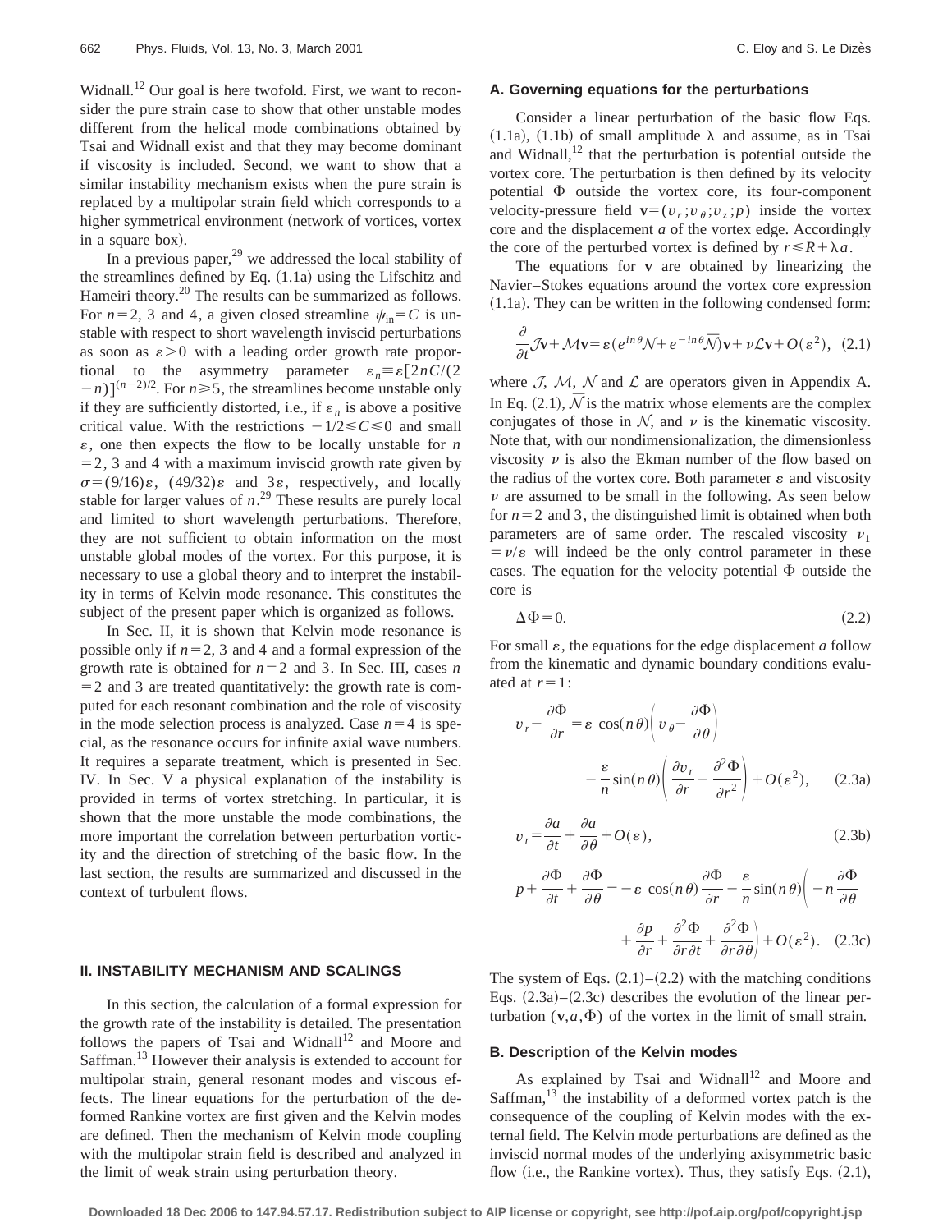Widnall.[12] Our goal is here twofold. First, we want to reconsider the pure strain case to show that other unstable modes different from the helical mode combinations obtained by Tsai and Widnall exist and that they may become dominant if viscosity is included. Second, we want to show that a similar instability mechanism exists when the pure strain is replaced by a multipolar strain field which corresponds to a higher symmetrical environment (network of vortices, vortex in a square box).

In a previous paper,[29] we addressed the local stability of the streamlines defined by Eq. (1.1a) using the Lifschitz and Hameiri theory.[20] The results can be summarized as follows. For $n=2$, 3 and 4, a given closed streamline $\psi_{\rm in}=C$ is unstable with respect to short wavelength inviscid perturbations as soon as $\varepsilon>0$ with a leading order growth rate proportional to the asymmetry parameter $\varepsilon_n \equiv \varepsilon[2nC/(2-n)]^{(n-2)/2}$. For $n \geqslant 5$, the streamlines become unstable only if they are sufficiently distorted, i.e., if $\varepsilon_n$ is above a positive critical value. With the restrictions $-1/2 \leqslant C \leqslant 0$ and small $\varepsilon$, one then expects the flow to be locally unstable for $n=2$, 3 and 4 with a maximum inviscid growth rate given by $\sigma=(9/16)\varepsilon$, $(49/32)\varepsilon$ and $3\varepsilon$, respectively, and locally stable for larger values of $n$.[29] These results are purely local and limited to short wavelength perturbations. Therefore, they are not sufficient to obtain information on the most unstable global modes of the vortex. For this purpose, it is necessary to use a global theory and to interpret the instability in terms of Kelvin mode resonance. This constitutes the subject of the present paper which is organized as follows.

In Sec. II, it is shown that Kelvin mode resonance is possible only if $n=2$, 3 and 4 and a formal expression of the growth rate is obtained for $n=2$ and 3. In Sec. III, cases $n=2$ and 3 are treated quantitatively: the growth rate is computed for each resonant combination and the role of viscosity in the mode selection process is analyzed. Case $n=4$ is special, as the resonance occurs for infinite axial wave numbers. It requires a separate treatment, which is presented in Sec. IV. In Sec. V a physical explanation of the instability is provided in terms of vortex stretching. In particular, it is shown that the more unstable the mode combinations, the more important the correlation between perturbation vorticity and the direction of stretching of the basic flow. In the last section, the results are summarized and discussed in the context of turbulent flows.

## II. INSTABILITY MECHANISM AND SCALINGS

In this section, the calculation of a formal expression for the growth rate of the instability is detailed. The presentation follows the papers of Tsai and Widnall[12] and Moore and Saffman.[13] However their analysis is extended to account for multipolar strain, general resonant modes and viscous effects. The linear equations for the perturbation of the deformed Rankine vortex are first given and the Kelvin modes are defined. Then the mechanism of Kelvin mode coupling with the multipolar strain field is described and analyzed in the limit of weak strain using perturbation theory.

### A. Governing equations for the perturbations

Consider a linear perturbation of the basic flow Eqs. (1.1a), (1.1b) of small amplitude $\lambda$ and assume, as in Tsai and Widnall,[12] that the perturbation is potential outside the vortex core. The perturbation is then defined by its velocity potential $\Phi$ outside the vortex core, its four-component velocity-pressure field $\mathbf{v}=(v_r;v_\theta;v_z;p)$ inside the vortex core and the displacement $a$ of the vortex edge. Accordingly the core of the perturbed vortex is defined by $r \leqslant R+\lambda a$.

The equations for $\mathbf{v}$ are obtained by linearizing the Navier–Stokes equations around the vortex core expression (1.1a). They can be written in the following condensed form:

$$\frac{\partial}{\partial t}\mathcal{J}\mathbf{v}+\mathcal{M}\mathbf{v}=\varepsilon(e^{in\theta}\mathcal{N}+e^{-in\theta}\bar{\mathcal{N}})\mathbf{v}+\nu\mathcal{L}\mathbf{v}+O(\varepsilon^2), \quad (2.1)$$

where $\mathcal{J}$, $\mathcal{M}$, $\mathcal{N}$ and $\mathcal{L}$ are operators given in Appendix A. In Eq. (2.1), $\bar{\mathcal{N}}$ is the matrix whose elements are the complex conjugates of those in $\mathcal{N}$, and $\nu$ is the kinematic viscosity. Note that, with our nondimensionalization, the dimensionless viscosity $\nu$ is also the Ekman number of the flow based on the radius of the vortex core. Both parameter $\varepsilon$ and viscosity $\nu$ are assumed to be small in the following. As seen below for $n=2$ and 3, the distinguished limit is obtained when both parameters are of same order. The rescaled viscosity $\nu_1=\nu/\varepsilon$ will indeed be the only control parameter in these cases. The equation for the velocity potential $\Phi$ outside the core is

$$\Delta\Phi=0. \quad (2.2)$$

For small $\varepsilon$, the equations for the edge displacement $a$ follow from the kinematic and dynamic boundary conditions evaluated at $r=1$:

$$v_r-\frac{\partial\Phi}{\partial r}=\varepsilon\cos(n\theta)\left(v_\theta-\frac{\partial\Phi}{\partial\theta}\right)-\frac{\varepsilon}{n}\sin(n\theta)\left(\frac{\partial v_r}{\partial r}-\frac{\partial^2\Phi}{\partial r^2}\right)+O(\varepsilon^2), \quad (2.3a)$$

$$v_r=\frac{\partial a}{\partial t}+\frac{\partial a}{\partial\theta}+O(\varepsilon), \quad (2.3b)$$

$$p+\frac{\partial\Phi}{\partial t}+\frac{\partial\Phi}{\partial\theta}=-\varepsilon\cos(n\theta)\frac{\partial\Phi}{\partial r}-\frac{\varepsilon}{n}\sin(n\theta)\left(-n\frac{\partial\Phi}{\partial\theta}+\frac{\partial p}{\partial r}+\frac{\partial^2\Phi}{\partial r\partial t}+\frac{\partial^2\Phi}{\partial r\partial\theta}\right)+O(\varepsilon^2). \quad (2.3c)$$

The system of Eqs. (2.1)–(2.2) with the matching conditions Eqs. (2.3a)–(2.3c) describes the evolution of the linear perturbation $(\mathbf{v},a,\Phi)$ of the vortex in the limit of small strain.

### B. Description of the Kelvin modes

As explained by Tsai and Widnall[12] and Moore and Saffman,[13] the instability of a deformed vortex patch is the consequence of the coupling of Kelvin modes with the external field. The Kelvin mode perturbations are defined as the inviscid normal modes of the underlying axisymmetric basic flow (i.e., the Rankine vortex). Thus, they satisfy Eqs. (2.1),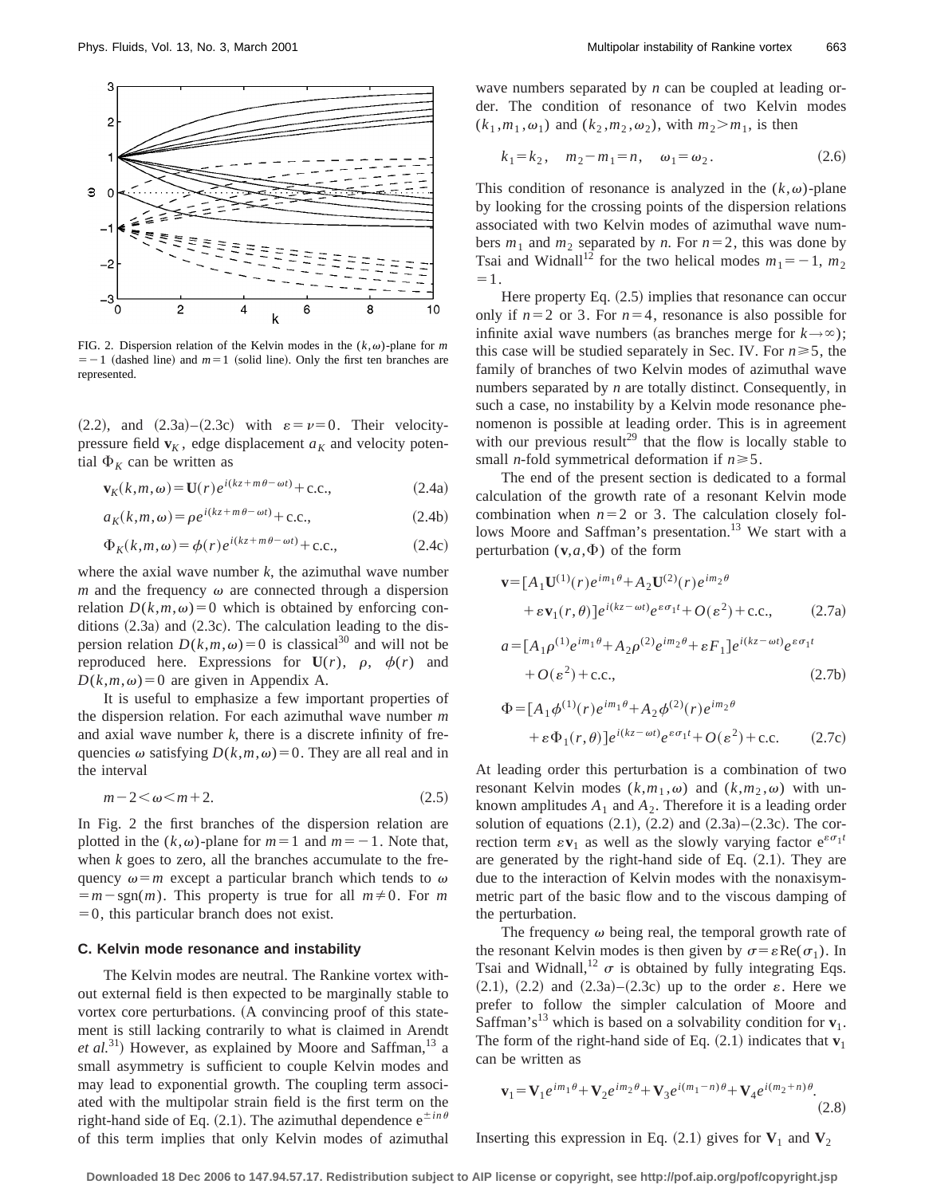FIG. 2. Dispersion relation of the Kelvin modes in the $(k,\omega)$-plane for $m=-1$ (dashed line) and $m=1$ (solid line). Only the first ten branches are represented.

(2.2), and (2.3a)–(2.3c) with $\varepsilon=\nu=0$. Their velocity-pressure field $\mathbf{v}_K$, edge displacement $a_K$ and velocity potential $\Phi_K$ can be written as

$$\mathbf{v}_K(k,m,\omega)=\mathbf{U}(r)e^{i(kz+m\theta-\omega t)}+\text{c.c.}, \tag{2.4a}$$

$$a_K(k,m,\omega)=\rho e^{i(kz+m\theta-\omega t)}+\text{c.c.}, \tag{2.4b}$$

$$\Phi_K(k,m,\omega)=\phi(r)e^{i(kz+m\theta-\omega t)}+\text{c.c.}, \tag{2.4c}$$

where the axial wave number $k$, the azimuthal wave number $m$ and the frequency $\omega$ are connected through a dispersion relation $D(k,m,\omega)=0$ which is obtained by enforcing conditions (2.3a) and (2.3c). The calculation leading to the dispersion relation $D(k,m,\omega)=0$ is classical[30] and will not be reproduced here. Expressions for $\mathbf{U}(r)$, $\rho$, $\phi(r)$ and $D(k,m,\omega)=0$ are given in Appendix A.

It is useful to emphasize a few important properties of the dispersion relation. For each azimuthal wave number $m$ and axial wave number $k$, there is a discrete infinity of frequencies $\omega$ satisfying $D(k,m,\omega)=0$. They are all real and in the interval

$$m-2<\omega<m+2. \tag{2.5}$$

In Fig. 2 the first branches of the dispersion relation are plotted in the $(k,\omega)$-plane for $m=1$ and $m=-1$. Note that, when $k$ goes to zero, all the branches accumulate to the frequency $\omega=m$ except a particular branch which tends to $\omega=m-\text{sgn}(m)$. This property is true for all $m\neq 0$. For $m=0$, this particular branch does not exist.

### C. Kelvin mode resonance and instability

The Kelvin modes are neutral. The Rankine vortex without external field is then expected to be marginally stable to vortex core perturbations. (A convincing proof of this statement is still lacking contrarily to what is claimed in Arendt *et al.*[31]) However, as explained by Moore and Saffman,[13] a small asymmetry is sufficient to couple Kelvin modes and may lead to exponential growth. The coupling term associated with the multipolar strain field is the first term on the right-hand side of Eq. (2.1). The azimuthal dependence $e^{\pm in\theta}$ of this term implies that only Kelvin modes of azimuthal wave numbers separated by $n$ can be coupled at leading order. The condition of resonance of two Kelvin modes $(k_1,m_1,\omega_1)$ and $(k_2,m_2,\omega_2)$, with $m_2>m_1$, is then

$$k_1=k_2,\quad m_2-m_1=n,\quad \omega_1=\omega_2. \tag{2.6}$$

This condition of resonance is analyzed in the $(k,\omega)$-plane by looking for the crossing points of the dispersion relations associated with two Kelvin modes of azimuthal wave numbers $m_1$ and $m_2$ separated by $n$. For $n=2$, this was done by Tsai and Widnall[12] for the two helical modes $m_1=-1$, $m_2=1$.

Here property Eq. (2.5) implies that resonance can occur only if $n=2$ or 3. For $n=4$, resonance is also possible for infinite axial wave numbers (as branches merge for $k\rightarrow\infty$); this case will be studied separately in Sec. IV. For $n\geq 5$, the family of branches of two Kelvin modes of azimuthal wave numbers separated by $n$ are totally distinct. Consequently, in such a case, no instability by a Kelvin mode resonance phenomenon is possible at leading order. This is in agreement with our previous result[29] that the flow is locally stable to small $n$-fold symmetrical deformation if $n\geq 5$.

The end of the present section is dedicated to a formal calculation of the growth rate of a resonant Kelvin mode combination when $n=2$ or 3. The calculation closely follows Moore and Saffman's presentation.[13] We start with a perturbation $(\mathbf{v},a,\Phi)$ of the form

$$\mathbf{v}=[A_1\mathbf{U}^{(1)}(r)e^{im_1\theta}+A_2\mathbf{U}^{(2)}(r)e^{im_2\theta}+\varepsilon\mathbf{v}_1(r,\theta)]e^{i(kz-\omega t)}e^{\varepsilon\sigma_1 t}+O(\varepsilon^2)+\text{c.c.}, \tag{2.7a}$$

$$a=[A_1\rho^{(1)}e^{im_1\theta}+A_2\rho^{(2)}e^{im_2\theta}+\varepsilon F_1]e^{i(kz-\omega t)}e^{\varepsilon\sigma_1 t}+O(\varepsilon^2)+\text{c.c.}, \tag{2.7b}$$

$$\Phi=[A_1\phi^{(1)}(r)e^{im_1\theta}+A_2\phi^{(2)}(r)e^{im_2\theta}+\varepsilon\Phi_1(r,\theta)]e^{i(kz-\omega t)}e^{\varepsilon\sigma_1 t}+O(\varepsilon^2)+\text{c.c.} \tag{2.7c}$$

At leading order this perturbation is a combination of two resonant Kelvin modes $(k,m_1,\omega)$ and $(k,m_2,\omega)$ with unknown amplitudes $A_1$ and $A_2$. Therefore it is a leading order solution of equations (2.1), (2.2) and (2.3a)–(2.3c). The correction term $\varepsilon\mathbf{v}_1$ as well as the slowly varying factor $e^{\varepsilon\sigma_1 t}$ are generated by the right-hand side of Eq. (2.1). They are due to the interaction of Kelvin modes with the nonaxisymmetric part of the basic flow and to the viscous damping of the perturbation.

The frequency $\omega$ being real, the temporal growth rate of the resonant Kelvin modes is then given by $\sigma=\varepsilon\,\text{Re}(\sigma_1)$. In Tsai and Widnall,[12] $\sigma$ is obtained by fully integrating Eqs. (2.1), (2.2) and (2.3a)–(2.3c) up to the order $\varepsilon$. Here we prefer to follow the simpler calculation of Moore and Saffman's[13] which is based on a solvability condition for $\mathbf{v}_1$. The form of the right-hand side of Eq. (2.1) indicates that $\mathbf{v}_1$ can be written as

$$\mathbf{v}_1=\mathbf{V}_1e^{im_1\theta}+\mathbf{V}_2e^{im_2\theta}+\mathbf{V}_3e^{i(m_1-n)\theta}+\mathbf{V}_4e^{i(m_2+n)\theta}. \tag{2.8}$$

Inserting this expression in Eq. (2.1) gives for $\mathbf{V}_1$ and $\mathbf{V}_2$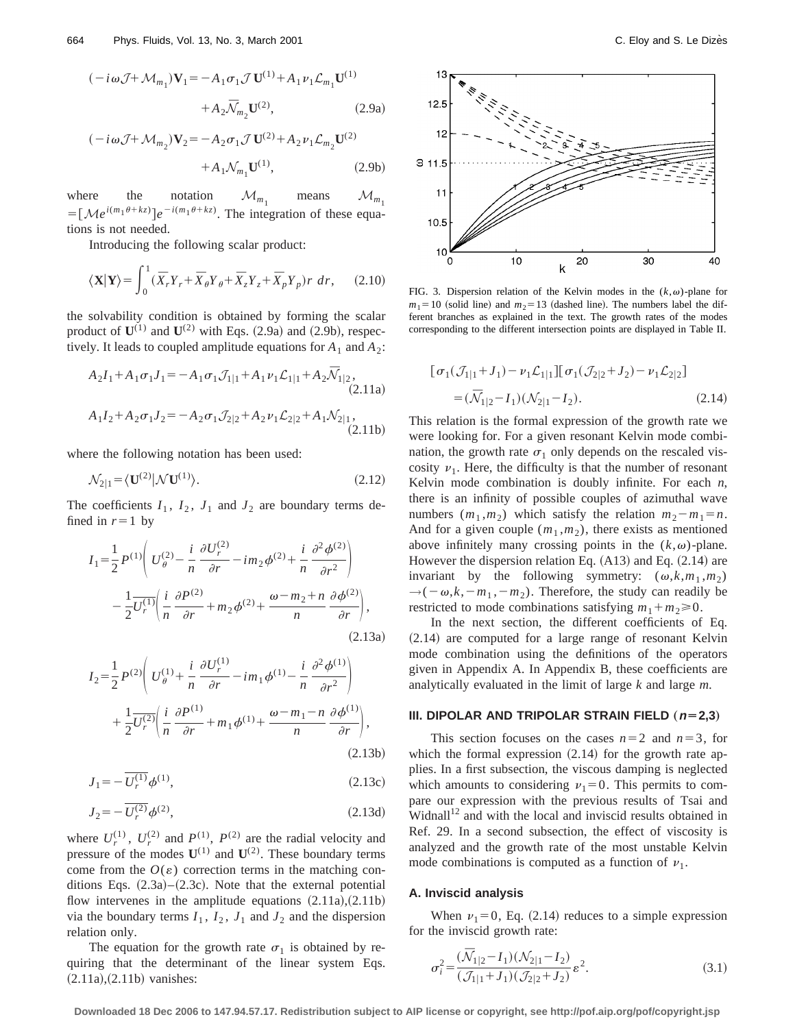$$(-i\omega\mathcal{J}+\mathcal{M}_{m_1})\mathbf{V}_1=-A_1\sigma_1\mathcal{J}\,\mathbf{U}^{(1)}+A_1\nu_1\mathcal{L}_{m_1}\mathbf{U}^{(1)}+A_2\overline{\mathcal{N}}_{m_2}\mathbf{U}^{(2)}, \tag{2.9a}$$

$$(-i\omega\mathcal{J}+\mathcal{M}_{m_2})\mathbf{V}_2=-A_2\sigma_1\mathcal{J}\,\mathbf{U}^{(2)}+A_2\nu_1\mathcal{L}_{m_2}\mathbf{U}^{(2)}+A_1\mathcal{N}_{m_1}\mathbf{U}^{(1)}, \tag{2.9b}$$

where the notation $\mathcal{M}_{m_1}$ means $\mathcal{M}_{m_1}=[\mathcal{M}e^{i(m_1\theta+kz)}]e^{-i(m_1\theta+kz)}$. The integration of these equations is not needed.

Introducing the following scalar product:

$$\langle\mathbf{X}|\mathbf{Y}\rangle=\int_0^1(\overline{X}_rY_r+\overline{X}_\theta Y_\theta+\overline{X}_zY_z+\overline{X}_pY_p)r\,dr, \tag{2.10}$$

the solvability condition is obtained by forming the scalar product of $\mathbf{U}^{(1)}$ and $\mathbf{U}^{(2)}$ with Eqs. (2.9a) and (2.9b), respectively. It leads to coupled amplitude equations for $A_1$ and $A_2$:

$$A_2I_1+A_1\sigma_1J_1=-A_1\sigma_1\mathcal{J}_{1|1}+A_1\nu_1\mathcal{L}_{1|1}+A_2\overline{\mathcal{N}}_{1|2}, \tag{2.11a}$$

$$A_1I_2+A_2\sigma_1J_2=-A_2\sigma_1\mathcal{J}_{2|2}+A_2\nu_1\mathcal{L}_{2|2}+A_1\mathcal{N}_{2|1}, \tag{2.11b}$$

where the following notation has been used:

$$\mathcal{N}_{2|1}=\langle\mathbf{U}^{(2)}|\mathcal{N}\mathbf{U}^{(1)}\rangle. \tag{2.12}$$

The coefficients $I_1$, $I_2$, $J_1$ and $J_2$ are boundary terms defined in $r=1$ by

$$I_1=\frac{1}{2}P^{(1)}\left(U_\theta^{(2)}-\frac{i}{n}\frac{\partial U_r^{(2)}}{\partial r}-im_2\phi^{(2)}+\frac{i}{n}\frac{\partial^2\phi^{(2)}}{\partial r^2}\right)-\frac{1}{2}\overline{U_r^{(1)}}\left(\frac{i}{n}\frac{\partial P^{(2)}}{\partial r}+m_2\phi^{(2)}+\frac{\omega-m_2+n}{n}\frac{\partial\phi^{(2)}}{\partial r}\right), \tag{2.13a}$$

$$I_2=\frac{1}{2}P^{(2)}\left(U_\theta^{(1)}+\frac{i}{n}\frac{\partial U_r^{(1)}}{\partial r}-im_1\phi^{(1)}-\frac{i}{n}\frac{\partial^2\phi^{(1)}}{\partial r^2}\right)+\frac{1}{2}\overline{U_r^{(2)}}\left(\frac{i}{n}\frac{\partial P^{(1)}}{\partial r}+m_1\phi^{(1)}+\frac{\omega-m_1-n}{n}\frac{\partial\phi^{(1)}}{\partial r}\right), \tag{2.13b}$$

$$J_1=-\overline{U_r^{(1)}}\phi^{(1)}, \tag{2.13c}$$

$$J_2=-\overline{U_r^{(2)}}\phi^{(2)}, \tag{2.13d}$$

where $U_r^{(1)}$, $U_r^{(2)}$ and $P^{(1)}$, $P^{(2)}$ are the radial velocity and pressure of the modes $\mathbf{U}^{(1)}$ and $\mathbf{U}^{(2)}$. These boundary terms come from the $O(\varepsilon)$ correction terms in the matching conditions Eqs. (2.3a)–(2.3c). Note that the external potential flow intervenes in the amplitude equations (2.11a),(2.11b) via the boundary terms $I_1$, $I_2$, $J_1$ and $J_2$ and the dispersion relation only.

The equation for the growth rate $\sigma_1$ is obtained by requiring that the determinant of the linear system Eqs. (2.11a),(2.11b) vanishes:

FIG. 3. Dispersion relation of the Kelvin modes in the $(k,\omega)$-plane for $m_1=10$ (solid line) and $m_2=13$ (dashed line). The numbers label the different branches as explained in the text. The growth rates of the modes corresponding to the different intersection points are displayed in Table II.

$$[\sigma_1(\mathcal{J}_{1|1}+J_1)-\nu_1\mathcal{L}_{1|1}][\sigma_1(\mathcal{J}_{2|2}+J_2)-\nu_1\mathcal{L}_{2|2}]=(\overline{\mathcal{N}}_{1|2}-I_1)(\mathcal{N}_{2|1}-I_2). \tag{2.14}$$

This relation is the formal expression of the growth rate we were looking for. For a given resonant Kelvin mode combination, the growth rate $\sigma_1$ only depends on the rescaled viscosity $\nu_1$. Here, the difficulty is that the number of resonant Kelvin mode combination is doubly infinite. For each $n$, there is an infinity of possible couples of azimuthal wave numbers $(m_1,m_2)$ which satisfy the relation $m_2-m_1=n$. And for a given couple $(m_1,m_2)$, there exists as mentioned above infinitely many crossing points in the $(k,\omega)$-plane. However the dispersion relation Eq. (A13) and Eq. (2.14) are invariant by the following symmetry: $(\omega,k,m_1,m_2)\rightarrow(-\omega,k,-m_1,-m_2)$. Therefore, the study can readily be restricted to mode combinations satisfying $m_1+m_2\geqslant0$.

In the next section, the different coefficients of Eq. (2.14) are computed for a large range of resonant Kelvin mode combination using the definitions of the operators given in Appendix A. In Appendix B, these coefficients are analytically evaluated in the limit of large $k$ and large $m$.

## III. DIPOLAR AND TRIPOLAR STRAIN FIELD ($n=2,3$)

This section focuses on the cases $n=2$ and $n=3$, for which the formal expression (2.14) for the growth rate applies. In a first subsection, the viscous damping is neglected which amounts to considering $\nu_1=0$. This permits to compare our expression with the previous results of Tsai and Widnall[12] and with the local and inviscid results obtained in Ref. 29. In a second subsection, the effect of viscosity is analyzed and the growth rate of the most unstable Kelvin mode combinations is computed as a function of $\nu_1$.

### A. Inviscid analysis

When $\nu_1=0$, Eq. (2.14) reduces to a simple expression for the inviscid growth rate:

$$\sigma_i^2=\frac{(\overline{\mathcal{N}}_{1|2}-I_1)(\mathcal{N}_{2|1}-I_2)}{(\mathcal{J}_{1|1}+J_1)(\mathcal{J}_{2|2}+J_2)}\varepsilon^2. \tag{3.1}$$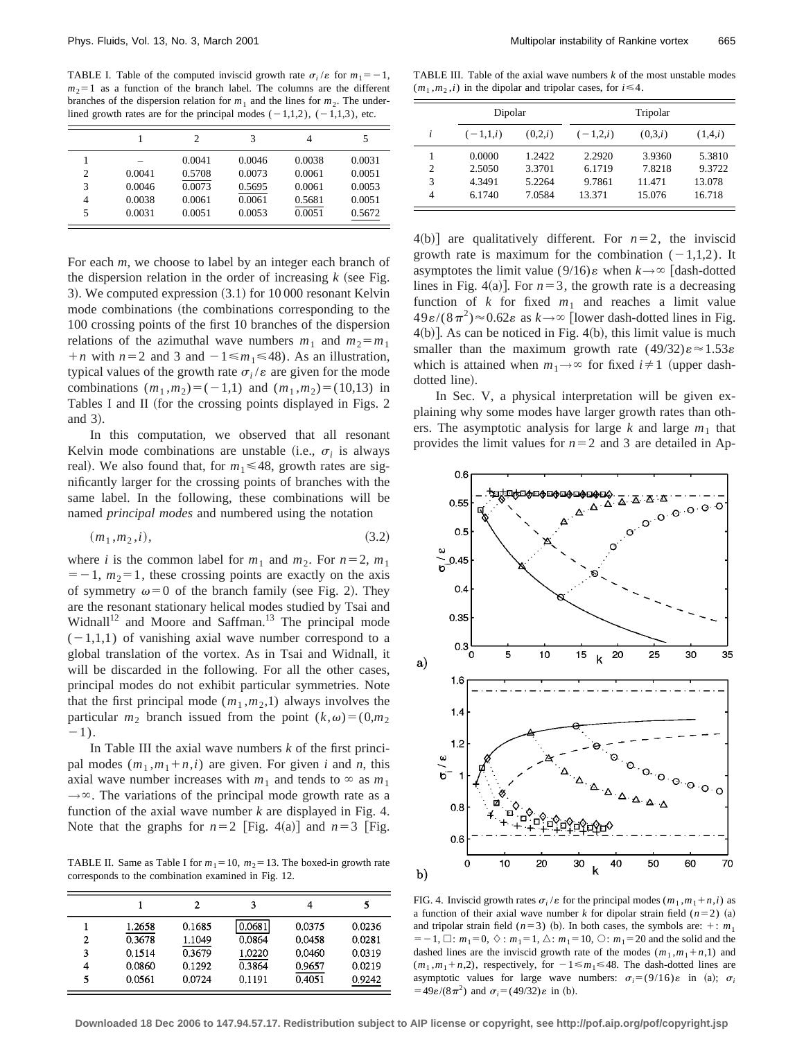TABLE I. Table of the computed inviscid growth rate $\sigma_i/\varepsilon$ for $m_1=-1$, $m_2=1$ as a function of the branch label. The columns are the different branches of the dispersion relation for $m_1$ and the lines for $m_2$. The underlined growth rates are for the principal modes $(-1,1,2)$, $(-1,1,3)$, etc.

| | 1 | 2 | 3 | 4 | 5 |
|---|---|---|---|---|---|
| 1 | – | 0.0041 | 0.0046 | 0.0038 | 0.0031 |
| 2 | 0.0041 | 0.5708 | 0.0073 | 0.0061 | 0.0051 |
| 3 | 0.0046 | 0.0073 | 0.5695 | 0.0061 | 0.0053 |
| 4 | 0.0038 | 0.0061 | 0.0061 | 0.5681 | 0.0051 |
| 5 | 0.0031 | 0.0051 | 0.0053 | 0.0051 | 0.5672 |

For each $m$, we choose to label by an integer each branch of the dispersion relation in the order of increasing $k$ (see Fig. 3). We computed expression (3.1) for 10 000 resonant Kelvin mode combinations (the combinations corresponding to the 100 crossing points of the first 10 branches of the dispersion relations of the azimuthal wave numbers $m_1$ and $m_2=m_1+n$ with $n=2$ and 3 and $-1\leqslant m_1\leqslant 48$). As an illustration, typical values of the growth rate $\sigma_i/\varepsilon$ are given for the mode combinations $(m_1,m_2)=(-1,1)$ and $(m_1,m_2)=(10,13)$ in Tables I and II (for the crossing points displayed in Figs. 2 and 3).

In this computation, we observed that all resonant Kelvin mode combinations are unstable (i.e., $\sigma_i$ is always real). We also found that, for $m_1\leqslant 48$, growth rates are significantly larger for the crossing points of branches with the same label. In the following, these combinations will be named *principal modes* and numbered using the notation

$$(m_1,m_2,i), \tag{3.2}$$

where $i$ is the common label for $m_1$ and $m_2$. For $n=2$, $m_1=-1$, $m_2=1$, these crossing points are exactly on the axis of symmetry $\omega=0$ of the branch family (see Fig. 2). They are the resonant stationary helical modes studied by Tsai and Widnall[12] and Moore and Saffman.[13] The principal mode $(-1,1,1)$ of vanishing axial wave number correspond to a global translation of the vortex. As in Tsai and Widnall, it will be discarded in the following. For all the other cases, principal modes do not exhibit particular symmetries. Note that the first principal mode $(m_1,m_2,1)$ always involves the particular $m_2$ branch issued from the point $(k,\omega)=(0,m_2-1)$.

In Table III the axial wave numbers $k$ of the first principal modes $(m_1,m_1+n,i)$ are given. For given $i$ and $n$, this axial wave number increases with $m_1$ and tends to $\infty$ as $m_1\to\infty$. The variations of the principal mode growth rate as a function of the axial wave number $k$ are displayed in Fig. 4. Note that the graphs for $n=2$ [Fig. 4(a)] and $n=3$ [Fig. 4(b)] are qualitatively different. For $n=2$, the inviscid growth rate is maximum for the combination $(-1,1,2)$. It asymptotes the limit value $(9/16)\varepsilon$ when $k\to\infty$ [dash-dotted lines in Fig. 4(a)]. For $n=3$, the growth rate is a decreasing function of $k$ for fixed $m_1$ and reaches a limit value $49\varepsilon/(8\pi^2)\approx 0.62\varepsilon$ as $k\to\infty$ [lower dash-dotted lines in Fig. 4(b)]. As can be noticed in Fig. 4(b), this limit value is much smaller than the maximum growth rate $(49/32)\varepsilon\approx 1.53\varepsilon$ which is attained when $m_1\to\infty$ for fixed $i\neq 1$ (upper dash-dotted line).

In Sec. V, a physical interpretation will be given explaining why some modes have larger growth rates than others. The asymptotic analysis for large $k$ and large $m_1$ that provides the limit values for $n=2$ and 3 are detailed in Ap-

TABLE II. Same as Table I for $m_1=10$, $m_2=13$. The boxed-in growth rate corresponds to the combination examined in Fig. 12.

| | 1 | 2 | 3 | 4 | 5 |
|---|---|---|---|---|---|
| 1 | 1.2658 | 0.1685 | 0.0681 | 0.0375 | 0.0236 |
| 2 | 0.3678 | 1.1049 | 0.0864 | 0.0458 | 0.0281 |
| 3 | 0.1514 | 0.3679 | 1.0220 | 0.0460 | 0.0319 |
| 4 | 0.0860 | 0.1292 | 0.3864 | 0.9657 | 0.0219 |
| 5 | 0.0561 | 0.0724 | 0.1191 | 0.4051 | 0.9242 |

TABLE III. Table of the axial wave numbers $k$ of the most unstable modes $(m_1,m_2,i)$ in the dipolar and tripolar cases, for $i\leqslant 4$.

| | Dipolar | | Tripolar | | |
|---|---|---|---|---|---|
| $i$ | $(-1,1,i)$ | $(0,2,i)$ | $(-1,2,i)$ | $(0,3,i)$ | $(1,4,i)$ |
| 1 | 0.0000 | 1.2422 | 2.2920 | 3.9360 | 5.3810 |
| 2 | 2.5050 | 3.3701 | 6.1719 | 7.8218 | 9.3722 |
| 3 | 4.3491 | 5.2264 | 9.7861 | 11.471 | 13.078 |
| 4 | 6.1740 | 7.0584 | 13.371 | 15.076 | 16.718 |

FIG. 4. Inviscid growth rates $\sigma_i/\varepsilon$ for the principal modes $(m_1,m_1+n,i)$ as a function of their axial wave number $k$ for dipolar strain field $(n=2)$ (a) and tripolar strain field $(n=3)$ (b). In both cases, the symbols are: $+$: $m_1=-1$, $\square$: $m_1=0$, $\diamond$: $m_1=1$, $\triangle$: $m_1=10$, $\bigcirc$: $m_1=20$ and the solid and the dashed lines are the inviscid growth rate of the modes $(m_1,m_1+n,1)$ and $(m_1,m_1+n,2)$, respectively, for $-1\leqslant m_1\leqslant 48$. The dash-dotted lines are asymptotic values for large wave numbers: $\sigma_i=(9/16)\varepsilon$ in (a); $\sigma_i=49\varepsilon/(8\pi^2)$ and $\sigma_i=(49/32)\varepsilon$ in (b).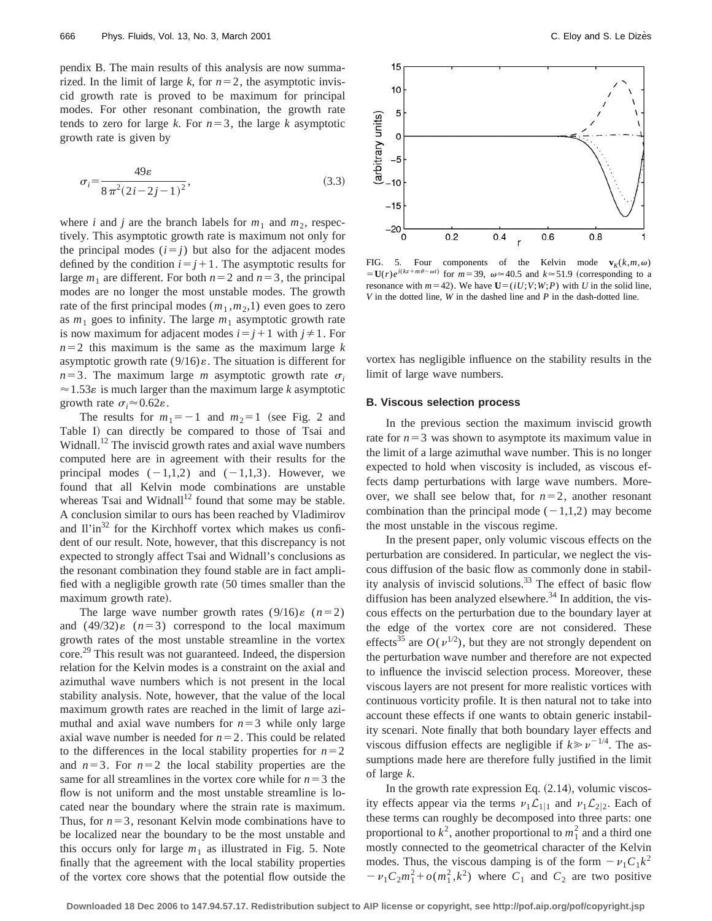pendix B. The main results of this analysis are now summarized. In the limit of large $k$, for $n=2$, the asymptotic inviscid growth rate is proved to be maximum for principal modes. For other resonant combination, the growth rate tends to zero for large $k$. For $n=3$, the large $k$ asymptotic growth rate is given by

$$\sigma_i = \frac{49\varepsilon}{8\pi^2(2i-2j-1)^2}, \tag{3.3}$$

where $i$ and $j$ are the branch labels for $m_1$ and $m_2$, respectively. This asymptotic growth rate is maximum not only for the principal modes $(i=j)$ but also for the adjacent modes defined by the condition $i=j+1$. The asymptotic results for large $m_1$ are different. For both $n=2$ and $n=3$, the principal modes are no longer the most unstable modes. The growth rate of the first principal modes $(m_1, m_2, 1)$ even goes to zero as $m_1$ goes to infinity. The large $m_1$ asymptotic growth rate is now maximum for adjacent modes $i=j+1$ with $j\neq 1$. For $n=2$ this maximum is the same as the maximum large $k$ asymptotic growth rate $(9/16)\varepsilon$. The situation is different for $n=3$. The maximum large $m$ asymptotic growth rate $\sigma_i \approx 1.53\varepsilon$ is much larger than the maximum large $k$ asymptotic growth rate $\sigma_i \approx 0.62\varepsilon$.

The results for $m_1=-1$ and $m_2=1$ (see Fig. 2 and Table I) can directly be compared to those of Tsai and Widnall.[12] The inviscid growth rates and axial wave numbers computed here are in agreement with their results for the principal modes $(-1,1,2)$ and $(-1,1,3)$. However, we found that all Kelvin mode combinations are unstable whereas Tsai and Widnall[12] found that some may be stable. A conclusion similar to ours has been reached by Vladimirov and Il'in[32] for the Kirchhoff vortex which makes us confident of our result. Note, however, that this discrepancy is not expected to strongly affect Tsai and Widnall's conclusions as the resonant combination they found stable are in fact amplified with a negligible growth rate (50 times smaller than the maximum growth rate).

The large wave number growth rates $(9/16)\varepsilon$ $(n=2)$ and $(49/32)\varepsilon$ $(n=3)$ correspond to the local maximum growth rates of the most unstable streamline in the vortex core.[29] This result was not guaranteed. Indeed, the dispersion relation for the Kelvin modes is a constraint on the axial and azimuthal wave numbers which is not present in the local stability analysis. Note, however, that the value of the local maximum growth rates are reached in the limit of large azimuthal and axial wave numbers for $n=3$ while only large axial wave number is needed for $n=2$. This could be related to the differences in the local stability properties for $n=2$ and $n=3$. For $n=2$ the local stability properties are the same for all streamlines in the vortex core while for $n=3$ the flow is not uniform and the most unstable streamline is located near the boundary where the strain rate is maximum. Thus, for $n=3$, resonant Kelvin mode combinations have to be localized near the boundary to be the most unstable and this occurs only for large $m_1$ as illustrated in Fig. 5. Note finally that the agreement with the local stability properties of the vortex core shows that the potential flow outside the vortex has negligible influence on the stability results in the limit of large wave numbers.

FIG. 5. Four components of the Kelvin mode $\mathbf{v}_K(k,m,\omega) = \mathbf{U}(r)e^{i(kz+m\theta-\omega t)}$ for $m=39$, $\omega\simeq 40.5$ and $k\simeq 51.9$ (corresponding to a resonance with $m=42$). We have $\mathbf{U}=(iU;V;W;P)$ with $U$ in the solid line, $V$ in the dotted line, $W$ in the dashed line and $P$ in the dash-dotted line.

### B. Viscous selection process

In the previous section the maximum inviscid growth rate for $n=3$ was shown to asymptote its maximum value in the limit of a large azimuthal wave number. This is no longer expected to hold when viscosity is included, as viscous effects damp perturbations with large wave numbers. Moreover, we shall see below that, for $n=2$, another resonant combination than the principal mode $(-1,1,2)$ may become the most unstable in the viscous regime.

In the present paper, only volumic viscous effects on the perturbation are considered. In particular, we neglect the viscous diffusion of the basic flow as commonly done in stability analysis of inviscid solutions.[33] The effect of basic flow diffusion has been analyzed elsewhere.[34] In addition, the viscous effects on the perturbation due to the boundary layer at the edge of the vortex core are not considered. These effects[35] are $O(\nu^{1/2})$, but they are not strongly dependent on the perturbation wave number and therefore are not expected to influence the inviscid selection process. Moreover, these viscous layers are not present for more realistic vortices with continuous vorticity profile. It is then natural not to take into account these effects if one wants to obtain generic instability scenari. Note finally that both boundary layer effects and viscous diffusion effects are negligible if $k \gg \nu^{-1/4}$. The assumptions made here are therefore fully justified in the limit of large $k$.

In the growth rate expression Eq. (2.14), volumic viscosity effects appear via the terms $\nu_1 \mathcal{L}_{1|1}$ and $\nu_1 \mathcal{L}_{2|2}$. Each of these terms can roughly be decomposed into three parts: one proportional to $k^2$, another proportional to $m_1^2$ and a third one mostly connected to the geometrical character of the Kelvin modes. Thus, the viscous damping is of the form $-\nu_1 C_1 k^2 - \nu_1 C_2 m_1^2 + o(m_1^2, k^2)$ where $C_1$ and $C_2$ are two positive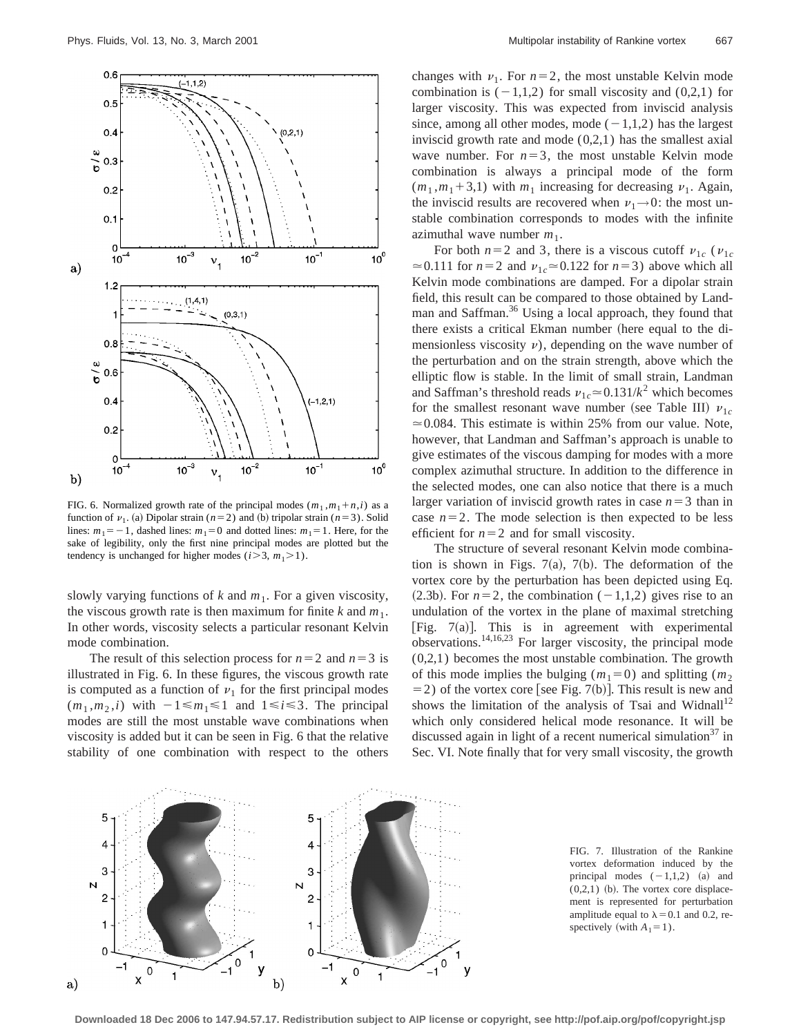FIG. 6. Normalized growth rate of the principal modes $(m_1, m_1+n, i)$ as a function of $\nu_1$. (a) Dipolar strain $(n=2)$ and (b) tripolar strain $(n=3)$. Solid lines: $m_1=-1$, dashed lines: $m_1=0$ and dotted lines: $m_1=1$. Here, for the sake of legibility, only the first nine principal modes are plotted but the tendency is unchanged for higher modes $(i>3,\ m_1>1)$.

slowly varying functions of $k$ and $m_1$. For a given viscosity, the viscous growth rate is then maximum for finite $k$ and $m_1$. In other words, viscosity selects a particular resonant Kelvin mode combination.

The result of this selection process for $n=2$ and $n=3$ is illustrated in Fig. 6. In these figures, the viscous growth rate is computed as a function of $\nu_1$ for the first principal modes $(m_1, m_2, i)$ with $-1 \leqslant m_1 \leqslant 1$ and $1 \leqslant i \leqslant 3$. The principal modes are still the most unstable wave combinations when viscosity is added but it can be seen in Fig. 6 that the relative stability of one combination with respect to the others changes with $\nu_1$. For $n=2$, the most unstable Kelvin mode combination is $(-1,1,2)$ for small viscosity and $(0,2,1)$ for larger viscosity. This was expected from inviscid analysis since, among all other modes, mode $(-1,1,2)$ has the largest inviscid growth rate and mode $(0,2,1)$ has the smallest axial wave number. For $n=3$, the most unstable Kelvin mode combination is always a principal mode of the form $(m_1, m_1+3, 1)$ with $m_1$ increasing for decreasing $\nu_1$. Again, the inviscid results are recovered when $\nu_1 \to 0$: the most unstable combination corresponds to modes with the infinite azimuthal wave number $m_1$.

For both $n=2$ and 3, there is a viscous cutoff $\nu_{1c}$ ($\nu_{1c} \simeq 0.111$ for $n=2$ and $\nu_{1c} \simeq 0.122$ for $n=3$) above which all Kelvin mode combinations are damped. For a dipolar strain field, this result can be compared to those obtained by Landman and Saffman.[36] Using a local approach, they found that there exists a critical Ekman number (here equal to the dimensionless viscosity $\nu$), depending on the wave number of the perturbation and on the strain strength, above which the elliptic flow is stable. In the limit of small strain, Landman and Saffman's threshold reads $\nu_{1c} \simeq 0.131/k^2$ which becomes for the smallest resonant wave number (see Table III) $\nu_{1c} \simeq 0.084$. This estimate is within 25% from our value. Note, however, that Landman and Saffman's approach is unable to give estimates of the viscous damping for modes with a more complex azimuthal structure. In addition to the difference in the selected modes, one can also notice that there is a much larger variation of inviscid growth rates in case $n=3$ than in case $n=2$. The mode selection is then expected to be less efficient for $n=2$ and for small viscosity.

The structure of several resonant Kelvin mode combination is shown in Figs. 7(a), 7(b). The deformation of the vortex core by the perturbation has been depicted using Eq. (2.3b). For $n=2$, the combination $(-1,1,2)$ gives rise to an undulation of the vortex in the plane of maximal stretching [Fig. 7(a)]. This is in agreement with experimental observations.[14,16,23] For larger viscosity, the principal mode $(0,2,1)$ becomes the most unstable combination. The growth of this mode implies the bulging $(m_1=0)$ and splitting $(m_2=2)$ of the vortex core [see Fig. 7(b)]. This result is new and shows the limitation of the analysis of Tsai and Widnall[12] which only considered helical mode resonance. It will be discussed again in light of a recent numerical simulation[37] in Sec. VI. Note finally that for very small viscosity, the growth

FIG. 7. Illustration of the Rankine vortex deformation induced by the principal modes $(-1,1,2)$ (a) and $(0,2,1)$ (b). The vortex core displacement is represented for perturbation amplitude equal to $\lambda=0.1$ and 0.2, respectively (with $A_1=1$).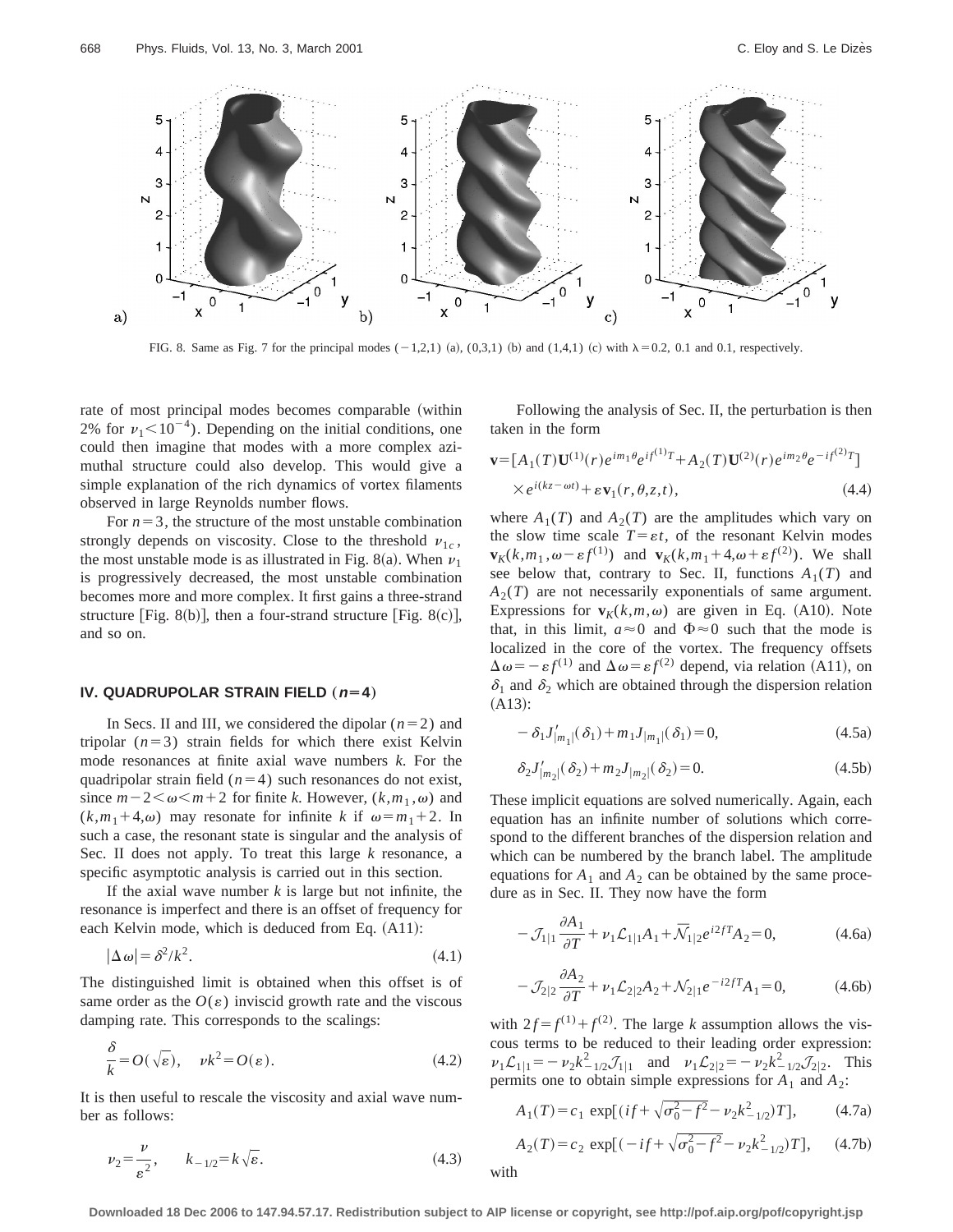FIG. 8. Same as Fig. 7 for the principal modes $(-1,2,1)$ (a), $(0,3,1)$ (b) and $(1,4,1)$ (c) with $\lambda=0.2$, 0.1 and 0.1, respectively.

rate of most principal modes becomes comparable (within 2% for $\nu_1<10^{-4}$). Depending on the initial conditions, one could then imagine that modes with a more complex azimuthal structure could also develop. This would give a simple explanation of the rich dynamics of vortex filaments observed in large Reynolds number flows.

For $n=3$, the structure of the most unstable combination strongly depends on viscosity. Close to the threshold $\nu_{1c}$, the most unstable mode is as illustrated in Fig. 8(a). When $\nu_1$ is progressively decreased, the most unstable combination becomes more and more complex. It first gains a three-strand structure [Fig. 8(b)], then a four-strand structure [Fig. 8(c)], and so on.

## IV. QUADRUPOLAR STRAIN FIELD $(n=4)$

In Secs. II and III, we considered the dipolar $(n=2)$ and tripolar $(n=3)$ strain fields for which there exist Kelvin mode resonances at finite axial wave numbers $k$. For the quadripolar strain field $(n=4)$ such resonances do not exist, since $m-2<\omega<m+2$ for finite $k$. However, $(k,m_1,\omega)$ and $(k,m_1+4,\omega)$ may resonate for infinite $k$ if $\omega=m_1+2$. In such a case, the resonant state is singular and the analysis of Sec. II does not apply. To treat this large $k$ resonance, a specific asymptotic analysis is carried out in this section.

If the axial wave number $k$ is large but not infinite, the resonance is imperfect and there is an offset of frequency for each Kelvin mode, which is deduced from Eq. (A11):

$$|\Delta\omega|=\delta^2/k^2. \tag{4.1}$$

The distinguished limit is obtained when this offset is of same order as the $O(\varepsilon)$ inviscid growth rate and the viscous damping rate. This corresponds to the scalings:

$$\frac{\delta}{k}=O(\sqrt{\varepsilon}),\quad \nu k^2=O(\varepsilon). \tag{4.2}$$

It is then useful to rescale the viscosity and axial wave number as follows:

$$\nu_2=\frac{\nu}{\varepsilon^2},\qquad k_{-1/2}=k\sqrt{\varepsilon}. \tag{4.3}$$

Following the analysis of Sec. II, the perturbation is then taken in the form

$$\mathbf{v}=[A_1(T)\mathbf{U}^{(1)}(r)e^{im_1\theta}e^{if^{(1)}T}+A_2(T)\mathbf{U}^{(2)}(r)e^{im_2\theta}e^{-if^{(2)}T}]\times e^{i(kz-\omega t)}+\varepsilon\mathbf{v}_1(r,\theta,z,t), \tag{4.4}$$

where $A_1(T)$ and $A_2(T)$ are the amplitudes which vary on the slow time scale $T=\varepsilon t$, of the resonant Kelvin modes $\mathbf{v}_K(k,m_1,\omega-\varepsilon f^{(1)})$ and $\mathbf{v}_K(k,m_1+4,\omega+\varepsilon f^{(2)})$. We shall see below that, contrary to Sec. II, functions $A_1(T)$ and $A_2(T)$ are not necessarily exponentials of same argument. Expressions for $\mathbf{v}_K(k,m,\omega)$ are given in Eq. (A10). Note that, in this limit, $a\approx 0$ and $\Phi\approx 0$ such that the mode is localized in the core of the vortex. The frequency offsets $\Delta\omega=-\varepsilon f^{(1)}$ and $\Delta\omega=\varepsilon f^{(2)}$ depend, via relation (A11), on $\delta_1$ and $\delta_2$ which are obtained through the dispersion relation (A13):

$$-\delta_1 J'_{|m_1|}(\delta_1)+m_1 J_{|m_1|}(\delta_1)=0, \tag{4.5a}$$

$$\delta_2 J'_{|m_2|}(\delta_2)+m_2 J_{|m_2|}(\delta_2)=0. \tag{4.5b}$$

These implicit equations are solved numerically. Again, each equation has an infinite number of solutions which correspond to the different branches of the dispersion relation and which can be numbered by the branch label. The amplitude equations for $A_1$ and $A_2$ can be obtained by the same procedure as in Sec. II. They now have the form

$$-\mathcal{J}_{1|1}\frac{\partial A_1}{\partial T}+\nu_1\mathcal{L}_{1|1}A_1+\overline{\mathcal{N}}_{1|2}e^{i2fT}A_2=0, \tag{4.6a}$$

$$-\mathcal{J}_{2|2}\frac{\partial A_2}{\partial T}+\nu_1\mathcal{L}_{2|2}A_2+\mathcal{N}_{2|1}e^{-i2fT}A_1=0, \tag{4.6b}$$

with $2f=f^{(1)}+f^{(2)}$. The large $k$ assumption allows the viscous terms to be reduced to their leading order expression: $\nu_1\mathcal{L}_{1|1}=-\nu_2 k^2_{-1/2}\mathcal{J}_{1|1}$ and $\nu_1\mathcal{L}_{2|2}=-\nu_2 k^2_{-1/2}\mathcal{J}_{2|2}$. This permits one to obtain simple expressions for $A_1$ and $A_2$:

$$A_1(T)=c_1\exp[(if+\sqrt{\sigma_0^2-f^2}-\nu_2 k^2_{-1/2})T], \tag{4.7a}$$

$$A_2(T)=c_2\exp[(-if+\sqrt{\sigma_0^2-f^2}-\nu_2 k^2_{-1/2})T], \tag{4.7b}$$

with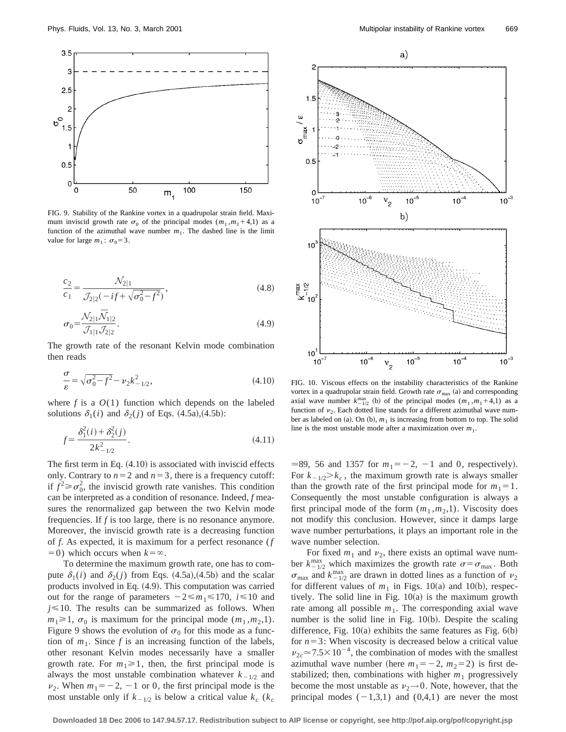FIG. 9. Stability of the Rankine vortex in a quadrupolar strain field. Maximum inviscid growth rate $\sigma_0$ of the principal modes $(m_1, m_1+4,1)$ as a function of the azimuthal wave number $m_1$. The dashed line is the limit value for large $m_1$: $\sigma_0=3$.

$$\frac{c_2}{c_1}=\frac{\mathcal{N}_{2|1}}{\mathcal{J}_{2|2}(-if+\sqrt{\sigma_0^2-f^2})},\tag{4.8}$$

$$\sigma_0=\frac{\mathcal{N}_{2|1}\overline{\mathcal{N}}_{1|2}}{\mathcal{J}_{1|1}\mathcal{J}_{2|2}}.\tag{4.9}$$

The growth rate of the resonant Kelvin mode combination then reads

$$\frac{\sigma}{\varepsilon}=\sqrt{\sigma_0^2-f^2}-\nu_2 k_{-1/2}^2,\tag{4.10}$$

where $f$ is a $O(1)$ function which depends on the labeled solutions $\delta_1(i)$ and $\delta_2(j)$ of Eqs. (4.5a),(4.5b):

$$f=\frac{\delta_1^2(i)+\delta_2^2(j)}{2k_{-1/2}^2}.\tag{4.11}$$

The first term in Eq. (4.10) is associated with inviscid effects only. Contrary to $n=2$ and $n=3$, there is a frequency cutoff: if $f^2\geqslant\sigma_0^2$, the inviscid growth rate vanishes. This condition can be interpreted as a condition of resonance. Indeed, $f$ measures the renormalized gap between the two Kelvin mode frequencies. If $f$ is too large, there is no resonance anymore. Moreover, the inviscid growth rate is a decreasing function of $f$. As expected, it is maximum for a perfect resonance ($f=0$) which occurs when $k=\infty$.

To determine the maximum growth rate, one has to compute $\delta_1(i)$ and $\delta_2(j)$ from Eqs. (4.5a),(4.5b) and the scalar products involved in Eq. (4.9). This computation was carried out for the range of parameters $-2\leqslant m_1\leqslant 170$, $i\leqslant 10$ and $j\leqslant 10$. The results can be summarized as follows. When $m_1\geqslant 1$, $\sigma_0$ is maximum for the principal mode $(m_1,m_2,1)$. Figure 9 shows the evolution of $\sigma_0$ for this mode as a function of $m_1$. Since $f$ is an increasing function of the labels, other resonant Kelvin modes necessarily have a smaller growth rate. For $m_1\geqslant 1$, then, the first principal mode is always the most unstable combination whatever $k_{-1/2}$ and $\nu_2$. When $m_1=-2$, $-1$ or 0, the first principal mode is the most unstable only if $k_{-1/2}$ is below a critical value $k_c$ ($k_c\simeq 89$, 56 and 1357 for $m_1=-2$, $-1$ and 0, respectively). For $k_{-1/2}>k_c$, the maximum growth rate is always smaller than the growth rate of the first principal mode for $m_1=1$. Consequently the most unstable configuration is always a first principal mode of the form $(m_1,m_2,1)$. Viscosity does not modify this conclusion. However, since it damps large wave number perturbations, it plays an important role in the wave number selection.

FIG. 10. Viscous effects on the instability characteristics of the Rankine vortex in a quadrupolar strain field. Growth rate $\sigma_{\max}$ (a) and corresponding axial wave number $k_{-1/2}^{\max}$ (b) of the principal modes $(m_1, m_1+4,1)$ as a function of $\nu_2$. Each dotted line stands for a different azimuthal wave number as labeled on (a). On (b), $m_1$ is increasing from bottom to top. The solid line is the most unstable mode after a maximization over $m_1$.

For fixed $m_1$ and $\nu_2$, there exists an optimal wave number $k_{-1/2}^{\max}$ which maximizes the growth rate $\sigma=\sigma_{\max}$. Both $\sigma_{\max}$ and $k_{-1/2}^{\max}$ are drawn in dotted lines as a function of $\nu_2$ for different values of $m_1$ in Figs. 10(a) and 10(b), respectively. The solid line in Fig. 10(a) is the maximum growth rate among all possible $m_1$. The corresponding axial wave number is the solid line in Fig. 10(b). Despite the scaling difference, Fig. 10(a) exhibits the same features as Fig. 6(b) for $n=3$: When viscosity is decreased below a critical value $\nu_{2c}\simeq 7.5\times 10^{-4}$, the combination of modes with the smallest azimuthal wave number (here $m_1=-2$, $m_2=2$) is first destabilized; then, combinations with higher $m_1$ progressively become the most unstable as $\nu_2\to 0$. Note, however, that the principal modes $(-1,3,1)$ and $(0,4,1)$ are never the most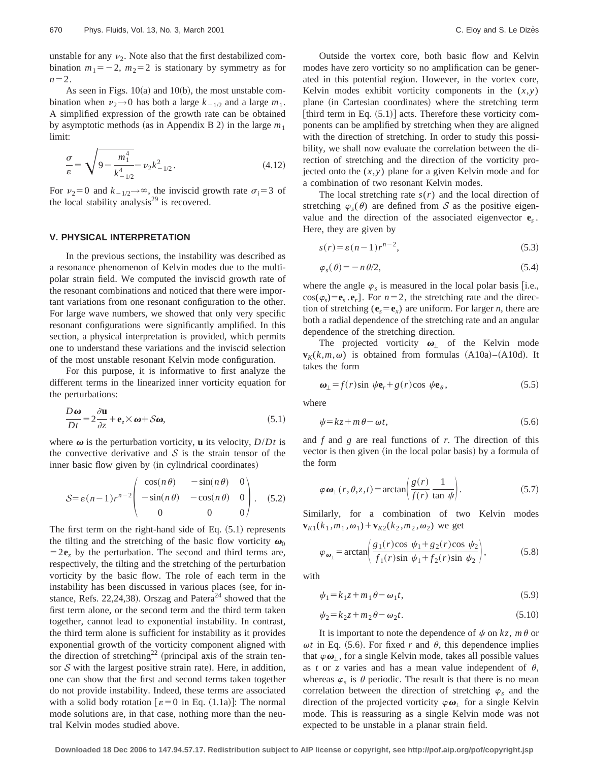unstable for any $\nu_2$. Note also that the first destabilized combination $m_1=-2$, $m_2=2$ is stationary by symmetry as for $n=2$.

As seen in Figs. 10(a) and 10(b), the most unstable combination when $\nu_2 \to 0$ has both a large $k_{-1/2}$ and a large $m_1$. A simplified expression of the growth rate can be obtained by asymptotic methods (as in Appendix B 2) in the large $m_1$ limit:

$$\frac{\sigma}{\varepsilon}=\sqrt{9-\frac{m_1^4}{k_{-1/2}^4}}-\nu_2 k_{-1/2}^2. \tag{4.12}$$

For $\nu_2=0$ and $k_{-1/2}\to\infty$, the inviscid growth rate $\sigma_i=3$ of the local stability analysis[29] is recovered.

## V. PHYSICAL INTERPRETATION

In the previous sections, the instability was described as a resonance phenomenon of Kelvin modes due to the multipolar strain field. We computed the inviscid growth rate of the resonant combinations and noticed that there were important variations from one resonant configuration to the other. For large wave numbers, we showed that only very specific resonant configurations were significantly amplified. In this section, a physical interpretation is provided, which permits one to understand these variations and the inviscid selection of the most unstable resonant Kelvin mode configuration.

For this purpose, it is informative to first analyze the different terms in the linearized inner vorticity equation for the perturbations:

$$\frac{D\boldsymbol{\omega}}{Dt}=2\frac{\partial \mathbf{u}}{\partial z}+\mathbf{e}_z\times\boldsymbol{\omega}+\mathcal{S}\boldsymbol{\omega}, \tag{5.1}$$

where $\boldsymbol{\omega}$ is the perturbation vorticity, $\mathbf{u}$ its velocity, $D/Dt$ is the convective derivative and $\mathcal{S}$ is the strain tensor of the inner basic flow given by (in cylindrical coordinates)

$$\mathcal{S}=\varepsilon(n-1)r^{n-2}\begin{pmatrix}\cos(n\theta) & -\sin(n\theta) & 0\\ -\sin(n\theta) & -\cos(n\theta) & 0\\ 0 & 0 & 0\end{pmatrix}. \tag{5.2}$$

The first term on the right-hand side of Eq. (5.1) represents the tilting and the stretching of the basic flow vorticity $\boldsymbol{\omega}_0=2\mathbf{e}_z$ by the perturbation. The second and third terms are, respectively, the tilting and the stretching of the perturbation vorticity by the basic flow. The role of each term in the instability has been discussed in various places (see, for instance, Refs. 22,24,38). Orszag and Patera[24] showed that the first term alone, or the second term and the third term taken together, cannot lead to exponential instability. In contrast, the third term alone is sufficient for instability as it provides exponential growth of the vorticity component aligned with the direction of stretching[22] (principal axis of the strain tensor $\mathcal{S}$ with the largest positive strain rate). Here, in addition, one can show that the first and second terms taken together do not provide instability. Indeed, these terms are associated with a solid body rotation [$\varepsilon=0$ in Eq. (1.1a)]: The normal mode solutions are, in that case, nothing more than the neutral Kelvin modes studied above.

Outside the vortex core, both basic flow and Kelvin modes have zero vorticity so no amplification can be generated in this potential region. However, in the vortex core, Kelvin modes exhibit vorticity components in the $(x,y)$ plane (in Cartesian coordinates) where the stretching term [third term in Eq. (5.1)] acts. Therefore these vorticity components can be amplified by stretching when they are aligned with the direction of stretching. In order to study this possibility, we shall now evaluate the correlation between the direction of stretching and the direction of the vorticity projected onto the $(x,y)$ plane for a given Kelvin mode and for a combination of two resonant Kelvin modes.

The local stretching rate $s(r)$ and the local direction of stretching $\varphi_s(\theta)$ are defined from $\mathcal{S}$ as the positive eigenvalue and the direction of the associated eigenvector $\mathbf{e}_s$. Here, they are given by

$$s(r)=\varepsilon(n-1)r^{n-2}, \tag{5.3}$$

$$\varphi_s(\theta)=-n\theta/2, \tag{5.4}$$

where the angle $\varphi_s$ is measured in the local polar basis [i.e., $\cos(\varphi_s)=\mathbf{e}_s\cdot\mathbf{e}_r$]. For $n=2$, the stretching rate and the direction of stretching ($\mathbf{e}_s=\mathbf{e}_x$) are uniform. For larger $n$, there are both a radial dependence of the stretching rate and an angular dependence of the stretching direction.

The projected vorticity $\boldsymbol{\omega}_\perp$ of the Kelvin mode $\mathbf{v}_K(k,m,\omega)$ is obtained from formulas (A10a)–(A10d). It takes the form

$$\boldsymbol{\omega}_\perp=f(r)\sin\psi\,\mathbf{e}_r+g(r)\cos\psi\,\mathbf{e}_\theta, \tag{5.5}$$

where

$$\psi=kz+m\theta-\omega t, \tag{5.6}$$

and $f$ and $g$ are real functions of $r$. The direction of this vector is then given (in the local polar basis) by a formula of the form

$$\varphi\boldsymbol{\omega}_\perp(r,\theta,z,t)=\arctan\left(\frac{g(r)}{f(r)}\frac{1}{\tan\psi}\right). \tag{5.7}$$

Similarly, for a combination of two Kelvin modes $\mathbf{v}_{K1}(k_1,m_1,\omega_1)+\mathbf{v}_{K2}(k_2,m_2,\omega_2)$ we get

$$\varphi_{\boldsymbol{\omega}_\perp}=\arctan\left(\frac{g_1(r)\cos\psi_1+g_2(r)\cos\psi_2}{f_1(r)\sin\psi_1+f_2(r)\sin\psi_2}\right), \tag{5.8}$$

with

$$\psi_1=k_1z+m_1\theta-\omega_1 t, \tag{5.9}$$

$$\psi_2=k_2z+m_2\theta-\omega_2 t. \tag{5.10}$$

It is important to note the dependence of $\psi$ on $kz$, $m\theta$ or $\omega t$ in Eq. (5.6). For fixed $r$ and $\theta$, this dependence implies that $\varphi\boldsymbol{\omega}_\perp$, for a single Kelvin mode, takes all possible values as $t$ or $z$ varies and has a mean value independent of $\theta$, whereas $\varphi_s$ is $\theta$ periodic. The result is that there is no mean correlation between the direction of stretching $\varphi_s$ and the direction of the projected vorticity $\varphi\boldsymbol{\omega}_\perp$ for a single Kelvin mode. This is reassuring as a single Kelvin mode was not expected to be unstable in a planar strain field.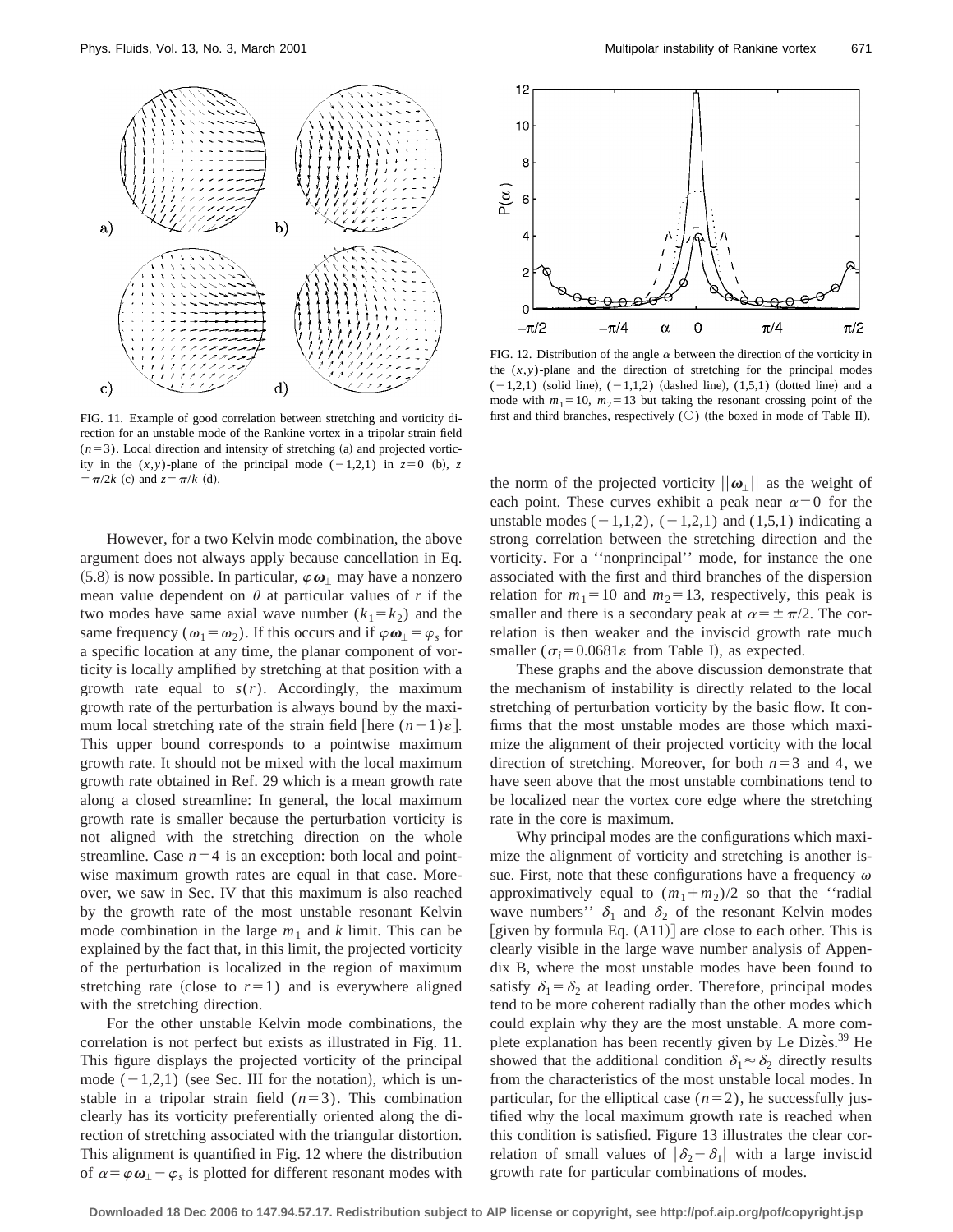FIG. 11. Example of good correlation between stretching and vorticity direction for an unstable mode of the Rankine vortex in a tripolar strain field ($n=3$). Local direction and intensity of stretching (a) and projected vorticity in the $(x,y)$-plane of the principal mode $(-1,2,1)$ in $z=0$ (b), $z=\pi/2k$ (c) and $z=\pi/k$ (d).

However, for a two Kelvin mode combination, the above argument does not always apply because cancellation in Eq. (5.8) is now possible. In particular, $\varphi\boldsymbol{\omega}_\perp$ may have a nonzero mean value dependent on $\theta$ at particular values of $r$ if the two modes have same axial wave number ($k_1=k_2$) and the same frequency ($\omega_1=\omega_2$). If this occurs and if $\varphi\boldsymbol{\omega}_\perp=\varphi_s$ for a specific location at any time, the planar component of vorticity is locally amplified by stretching at that position with a growth rate equal to $s(r)$. Accordingly, the maximum growth rate of the perturbation is always bound by the maximum local stretching rate of the strain field [here $(n-1)\varepsilon$]. This upper bound corresponds to a pointwise maximum growth rate. It should not be mixed with the local maximum growth rate obtained in Ref. 29 which is a mean growth rate along a closed streamline: In general, the local maximum growth rate is smaller because the perturbation vorticity is not aligned with the stretching direction on the whole streamline. Case $n=4$ is an exception: both local and pointwise maximum growth rates are equal in that case. Moreover, we saw in Sec. IV that this maximum is also reached by the growth rate of the most unstable resonant Kelvin mode combination in the large $m_1$ and $k$ limit. This can be explained by the fact that, in this limit, the projected vorticity of the perturbation is localized in the region of maximum stretching rate (close to $r=1$) and is everywhere aligned with the stretching direction.

For the other unstable Kelvin mode combinations, the correlation is not perfect but exists as illustrated in Fig. 11. This figure displays the projected vorticity of the principal mode $(-1,2,1)$ (see Sec. III for the notation), which is unstable in a tripolar strain field ($n=3$). This combination clearly has its vorticity preferentially oriented along the direction of stretching associated with the triangular distortion. This alignment is quantified in Fig. 12 where the distribution of $\alpha=\varphi\boldsymbol{\omega}_\perp-\varphi_s$ is plotted for different resonant modes with the norm of the projected vorticity $\|\boldsymbol{\omega}_\perp\|$ as the weight of each point. These curves exhibit a peak near $\alpha=0$ for the unstable modes $(-1,1,2)$, $(-1,2,1)$ and $(1,5,1)$ indicating a strong correlation between the stretching direction and the vorticity. For a "nonprincipal" mode, for instance the one associated with the first and third branches of the dispersion relation for $m_1=10$ and $m_2=13$, respectively, this peak is smaller and there is a secondary peak at $\alpha=\pm\pi/2$. The correlation is then weaker and the inviscid growth rate much smaller ($\sigma_i=0.0681\varepsilon$ from Table I), as expected.

FIG. 12. Distribution of the angle $\alpha$ between the direction of the vorticity in the $(x,y)$-plane and the direction of stretching for the principal modes $(-1,2,1)$ (solid line), $(-1,1,2)$ (dashed line), $(1,5,1)$ (dotted line) and a mode with $m_1=10$, $m_2=13$ but taking the resonant crossing point of the first and third branches, respectively (○) (the boxed in mode of Table II).

These graphs and the above discussion demonstrate that the mechanism of instability is directly related to the local stretching of perturbation vorticity by the basic flow. It confirms that the most unstable modes are those which maximize the alignment of their projected vorticity with the local direction of stretching. Moreover, for both $n=3$ and 4, we have seen above that the most unstable combinations tend to be localized near the vortex core edge where the stretching rate in the core is maximum.

Why principal modes are the configurations which maximize the alignment of vorticity and stretching is another issue. First, note that these configurations have a frequency $\omega$ approximatively equal to $(m_1+m_2)/2$ so that the "radial wave numbers" $\delta_1$ and $\delta_2$ of the resonant Kelvin modes [given by formula Eq. (A11)] are close to each other. This is clearly visible in the large wave number analysis of Appendix B, where the most unstable modes have been found to satisfy $\delta_1=\delta_2$ at leading order. Therefore, principal modes tend to be more coherent radially than the other modes which could explain why they are the most unstable. A more complete explanation has been recently given by Le Dizès.[39] He showed that the additional condition $\delta_1\approx\delta_2$ directly results from the characteristics of the most unstable local modes. In particular, for the elliptical case ($n=2$), he successfully justified why the local maximum growth rate is reached when this condition is satisfied. Figure 13 illustrates the clear correlation of small values of $|\delta_2-\delta_1|$ with a large inviscid growth rate for particular combinations of modes.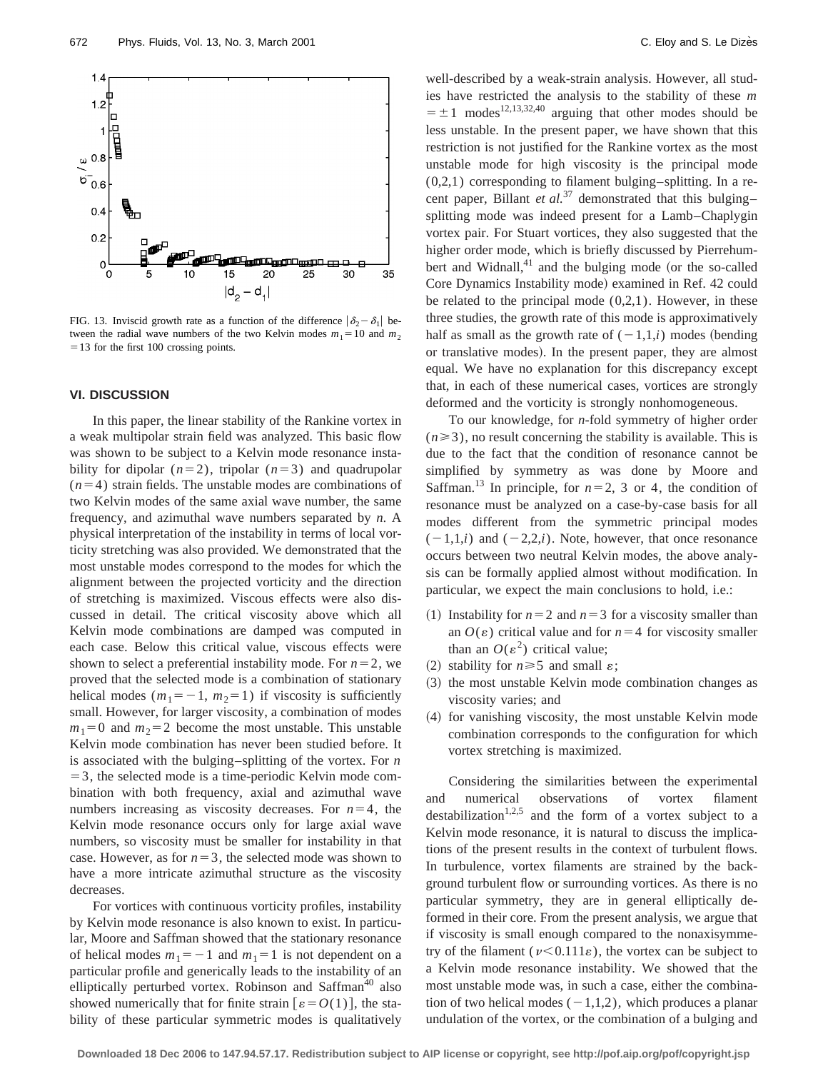FIG. 13. Inviscid growth rate as a function of the difference $|\delta_2-\delta_1|$ between the radial wave numbers of the two Kelvin modes $m_1=10$ and $m_2=13$ for the first 100 crossing points.

## VI. DISCUSSION

In this paper, the linear stability of the Rankine vortex in a weak multipolar strain field was analyzed. This basic flow was shown to be subject to a Kelvin mode resonance instability for dipolar $(n=2)$, tripolar $(n=3)$ and quadrupolar $(n=4)$ strain fields. The unstable modes are combinations of two Kelvin modes of the same axial wave number, the same frequency, and azimuthal wave numbers separated by $n$. A physical interpretation of the instability in terms of local vorticity stretching was also provided. We demonstrated that the most unstable modes correspond to the modes for which the alignment between the projected vorticity and the direction of stretching is maximized. Viscous effects were also discussed in detail. The critical viscosity above which all Kelvin mode combinations are damped was computed in each case. Below this critical value, viscous effects were shown to select a preferential instability mode. For $n=2$, we proved that the selected mode is a combination of stationary helical modes $(m_1=-1,\ m_2=1)$ if viscosity is sufficiently small. However, for larger viscosity, a combination of modes $m_1=0$ and $m_2=2$ become the most unstable. This unstable Kelvin mode combination has never been studied before. It is associated with the bulging–splitting of the vortex. For $n=3$, the selected mode is a time-periodic Kelvin mode combination with both frequency, axial and azimuthal wave numbers increasing as viscosity decreases. For $n=4$, the Kelvin mode resonance occurs only for large axial wave numbers, so viscosity must be smaller for instability in that case. However, as for $n=3$, the selected mode was shown to have a more intricate azimuthal structure as the viscosity decreases.

For vortices with continuous vorticity profiles, instability by Kelvin mode resonance is also known to exist. In particular, Moore and Saffman showed that the stationary resonance of helical modes $m_1=-1$ and $m_1=1$ is not dependent on a particular profile and generically leads to the instability of an elliptically perturbed vortex. Robinson and Saffman[40] also showed numerically that for finite strain $[\varepsilon=O(1)]$, the stability of these particular symmetric modes is qualitatively well-described by a weak-strain analysis. However, all studies have restricted the analysis to the stability of these $m=\pm 1$ modes[12,13,32,40] arguing that other modes should be less unstable. In the present paper, we have shown that this restriction is not justified for the Rankine vortex as the most unstable mode for high viscosity is the principal mode $(0,2,1)$ corresponding to filament bulging–splitting. In a recent paper, Billant *et al.*[37] demonstrated that this bulging–splitting mode was indeed present for a Lamb–Chaplygin vortex pair. For Stuart vortices, they also suggested that the higher order mode, which is briefly discussed by Pierrehumbert and Widnall,[41] and the bulging mode (or the so-called Core Dynamics Instability mode) examined in Ref. 42 could be related to the principal mode $(0,2,1)$. However, in these three studies, the growth rate of this mode is approximatively half as small as the growth rate of $(-1,1,i)$ modes (bending or translative modes). In the present paper, they are almost equal. We have no explanation for this discrepancy except that, in each of these numerical cases, vortices are strongly deformed and the vorticity is strongly nonhomogeneous.

To our knowledge, for $n$-fold symmetry of higher order $(n\geqslant 3)$, no result concerning the stability is available. This is due to the fact that the condition of resonance cannot be simplified by symmetry as was done by Moore and Saffman.[13] In principle, for $n=2$, 3 or 4, the condition of resonance must be analyzed on a case-by-case basis for all modes different from the symmetric principal modes $(-1,1,i)$ and $(-2,2,i)$. Note, however, that once resonance occurs between two neutral Kelvin modes, the above analysis can be formally applied almost without modification. In particular, we expect the main conclusions to hold, i.e.:

(1) Instability for $n=2$ and $n=3$ for a viscosity smaller than an $O(\varepsilon)$ critical value and for $n=4$ for viscosity smaller than an $O(\varepsilon^2)$ critical value;
(2) stability for $n\geqslant 5$ and small $\varepsilon$;
(3) the most unstable Kelvin mode combination changes as viscosity varies; and
(4) for vanishing viscosity, the most unstable Kelvin mode combination corresponds to the configuration for which vortex stretching is maximized.

Considering the similarities between the experimental and numerical observations of vortex filament destabilization[1,2,5] and the form of a vortex subject to a Kelvin mode resonance, it is natural to discuss the implications of the present results in the context of turbulent flows. In turbulence, vortex filaments are strained by the background turbulent flow or surrounding vortices. As there is no particular symmetry, they are in general elliptically deformed in their core. From the present analysis, we argue that if viscosity is small enough compared to the nonaxisymmetry of the filament $(\nu<0.111\varepsilon)$, the vortex can be subject to a Kelvin mode resonance instability. We showed that the most unstable mode was, in such a case, either the combination of two helical modes $(-1,1,2)$, which produces a planar undulation of the vortex, or the combination of a bulging and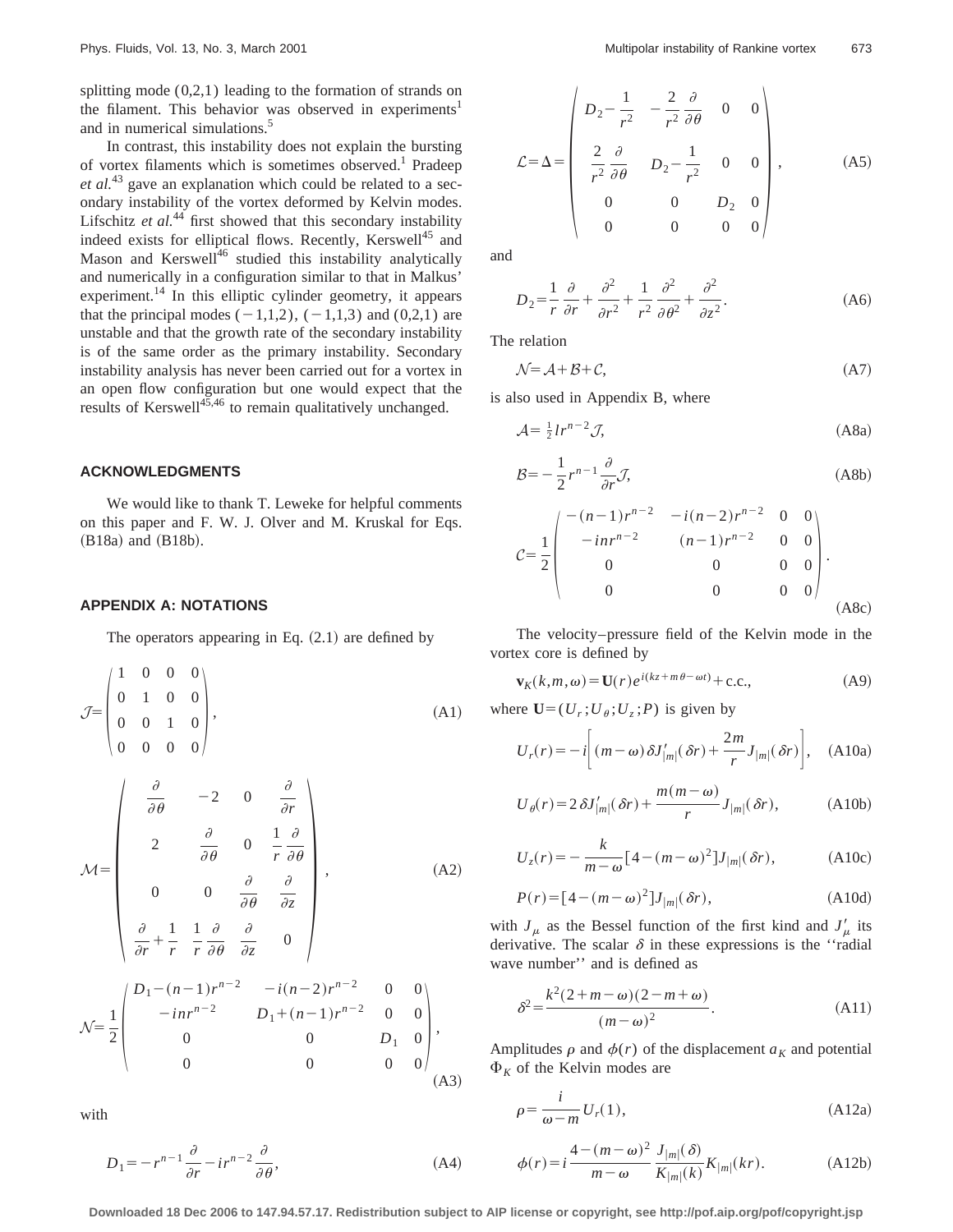splitting mode (0,2,1) leading to the formation of strands on the filament. This behavior was observed in experiments[1] and in numerical simulations.[5]

In contrast, this instability does not explain the bursting of vortex filaments which is sometimes observed.[1] Pradeep *et al.*[43] gave an explanation which could be related to a secondary instability of the vortex deformed by Kelvin modes. Lifschitz *et al.*[44] first showed that this secondary instability indeed exists for elliptical flows. Recently, Kerswell[45] and Mason and Kerswell[46] studied this instability analytically and numerically in a configuration similar to that in Malkus' experiment.[14] In this elliptic cylinder geometry, it appears that the principal modes $(-1,1,2)$, $(-1,1,3)$ and $(0,2,1)$ are unstable and that the growth rate of the secondary instability is of the same order as the primary instability. Secondary instability analysis has never been carried out for a vortex in an open flow configuration but one would expect that the results of Kerswell[45,46] to remain qualitatively unchanged.

## ACKNOWLEDGMENTS

We would like to thank T. Leweke for helpful comments on this paper and F. W. J. Olver and M. Kruskal for Eqs. (B18a) and (B18b).

## APPENDIX A: NOTATIONS

The operators appearing in Eq. (2.1) are defined by

$$\mathcal{J}=\begin{pmatrix} 1 & 0 & 0 & 0 \\ 0 & 1 & 0 & 0 \\ 0 & 0 & 1 & 0 \\ 0 & 0 & 0 & 0 \end{pmatrix}, \tag{A1}$$

$$\mathcal{M}=\begin{pmatrix} \dfrac{\partial}{\partial\theta} & -2 & 0 & \dfrac{\partial}{\partial r} \\ 2 & \dfrac{\partial}{\partial\theta} & 0 & \dfrac{1}{r}\dfrac{\partial}{\partial\theta} \\ 0 & 0 & \dfrac{\partial}{\partial\theta} & \dfrac{\partial}{\partial z} \\ \dfrac{\partial}{\partial r}+\dfrac{1}{r} & \dfrac{1}{r}\dfrac{\partial}{\partial\theta} & \dfrac{\partial}{\partial z} & 0 \end{pmatrix}, \tag{A2}$$

$$\mathcal{N}=\frac{1}{2}\begin{pmatrix} D_1-(n-1)r^{n-2} & -i(n-2)r^{n-2} & 0 & 0 \\ -inr^{n-2} & D_1+(n-1)r^{n-2} & 0 & 0 \\ 0 & 0 & D_1 & 0 \\ 0 & 0 & 0 & 0 \end{pmatrix}, \tag{A3}$$

with

$$D_1=-r^{n-1}\frac{\partial}{\partial r}-ir^{n-2}\frac{\partial}{\partial\theta}, \tag{A4}$$

$$\mathcal{L}=\Delta=\begin{pmatrix} D_2-\dfrac{1}{r^2} & -\dfrac{2}{r^2}\dfrac{\partial}{\partial\theta} & 0 & 0 \\ \dfrac{2}{r^2}\dfrac{\partial}{\partial\theta} & D_2-\dfrac{1}{r^2} & 0 & 0 \\ 0 & 0 & D_2 & 0 \\ 0 & 0 & 0 & 0 \end{pmatrix}, \tag{A5}$$

and

$$D_2=\frac{1}{r}\frac{\partial}{\partial r}+\frac{\partial^2}{\partial r^2}+\frac{1}{r^2}\frac{\partial^2}{\partial\theta^2}+\frac{\partial^2}{\partial z^2}. \tag{A6}$$

The relation

$$\mathcal{N}=\mathcal{A}+\mathcal{B}+\mathcal{C}, \tag{A7}$$

is also used in Appendix B, where

$$\mathcal{A}=\tfrac{1}{2}lr^{n-2}\mathcal{J}, \tag{A8a}$$

$$\mathcal{B}=-\frac{1}{2}r^{n-1}\frac{\partial}{\partial r}\mathcal{J}, \tag{A8b}$$

$$\mathcal{C}=\frac{1}{2}\begin{pmatrix} -(n-1)r^{n-2} & -i(n-2)r^{n-2} & 0 & 0 \\ -inr^{n-2} & (n-1)r^{n-2} & 0 & 0 \\ 0 & 0 & 0 & 0 \\ 0 & 0 & 0 & 0 \end{pmatrix}. \tag{A8c}$$

The velocity–pressure field of the Kelvin mode in the vortex core is defined by

$$\mathbf{v}_K(k,m,\omega)=\mathbf{U}(r)e^{i(kz+m\theta-\omega t)}+\text{c.c.}, \tag{A9}$$

where $\mathbf{U}=(U_r;U_\theta;U_z;P)$ is given by

$$U_r(r)=-i\left[(m-\omega)\,\delta J'_{|m|}(\delta r)+\frac{2m}{r}J_{|m|}(\delta r)\right], \tag{A10a}$$

$$U_\theta(r)=2\,\delta J'_{|m|}(\delta r)+\frac{m(m-\omega)}{r}J_{|m|}(\delta r), \tag{A10b}$$

$$U_z(r)=-\frac{k}{m-\omega}[4-(m-\omega)^2]J_{|m|}(\delta r), \tag{A10c}$$

$$P(r)=[4-(m-\omega)^2]J_{|m|}(\delta r), \tag{A10d}$$

with $J_\mu$ as the Bessel function of the first kind and $J'_\mu$ its derivative. The scalar $\delta$ in these expressions is the ''radial wave number'' and is defined as

$$\delta^2=\frac{k^2(2+m-\omega)(2-m+\omega)}{(m-\omega)^2}. \tag{A11}$$

Amplitudes $\rho$ and $\phi(r)$ of the displacement $a_K$ and potential $\Phi_K$ of the Kelvin modes are

$$\rho=\frac{i}{\omega-m}U_r(1), \tag{A12a}$$

$$\phi(r)=i\frac{4-(m-\omega)^2}{m-\omega}\frac{J_{|m|}(\delta)}{K_{|m|}(k)}K_{|m|}(kr). \tag{A12b}$$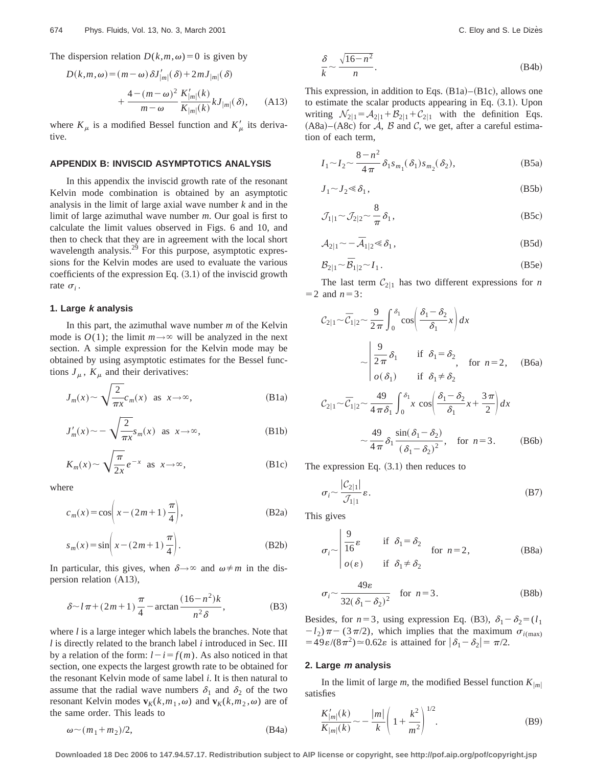The dispersion relation $D(k,m,\omega)=0$ is given by

$$D(k,m,\omega)=(m-\omega)\delta J'_{|m|}(\delta)+2mJ_{|m|}(\delta)+\frac{4-(m-\omega)^2}{m-\omega}\frac{K'_{|m|}(k)}{K_{|m|}(k)}kJ_{|m|}(\delta), \tag{A13}$$

where $K_\mu$ is a modified Bessel function and $K'_\mu$ its derivative.

## APPENDIX B: INVISCID ASYMPTOTICS ANALYSIS

In this appendix the inviscid growth rate of the resonant Kelvin mode combination is obtained by an asymptotic analysis in the limit of large axial wave number $k$ and in the limit of large azimuthal wave number $m$. Our goal is first to calculate the limit values observed in Figs. 6 and 10, and then to check that they are in agreement with the local short wavelength analysis.[29] For this purpose, asymptotic expressions for the Kelvin modes are used to evaluate the various coefficients of the expression Eq. (3.1) of the inviscid growth rate $\sigma_i$.

### 1. Large *k* analysis

In this part, the azimuthal wave number $m$ of the Kelvin mode is $O(1)$; the limit $m\to\infty$ will be analyzed in the next section. A simple expression for the Kelvin mode may be obtained by using asymptotic estimates for the Bessel functions $J_\mu$, $K_\mu$ and their derivatives:

$$J_m(x)\sim\sqrt{\frac{2}{\pi x}}c_m(x)\quad\text{as}\quad x\to\infty, \tag{B1a}$$

$$J'_m(x)\sim-\sqrt{\frac{2}{\pi x}}s_m(x)\quad\text{as}\quad x\to\infty, \tag{B1b}$$

$$K_m(x)\sim\sqrt{\frac{\pi}{2x}}e^{-x}\quad\text{as}\quad x\to\infty, \tag{B1c}$$

where

$$c_m(x)=\cos\left(x-(2m+1)\frac{\pi}{4}\right), \tag{B2a}$$

$$s_m(x)=\sin\left(x-(2m+1)\frac{\pi}{4}\right). \tag{B2b}$$

In particular, this gives, when $\delta\to\infty$ and $\omega\neq m$ in the dispersion relation (A13),

$$\delta\sim l\pi+(2m+1)\frac{\pi}{4}-\arctan\frac{(16-n^2)k}{n^2\delta}, \tag{B3}$$

where $l$ is a large integer which labels the branches. Note that $l$ is directly related to the branch label $i$ introduced in Sec. III by a relation of the form: $l-i=f(m)$. As also noticed in that section, one expects the largest growth rate to be obtained for the resonant Kelvin mode of same label $i$. It is then natural to assume that the radial wave numbers $\delta_1$ and $\delta_2$ of the two resonant Kelvin modes $\mathbf{v}_K(k,m_1,\omega)$ and $\mathbf{v}_K(k,m_2,\omega)$ are of the same order. This leads to

$$\omega\sim(m_1+m_2)/2, \tag{B4a}$$

$$\frac{\delta}{k}\sim\frac{\sqrt{16-n^2}}{n}. \tag{B4b}$$

This expression, in addition to Eqs. (B1a)–(B1c), allows one to estimate the scalar products appearing in Eq. (3.1). Upon writing $\mathcal{N}_{2|1}=\mathcal{A}_{2|1}+\mathcal{B}_{2|1}+\mathcal{C}_{2|1}$ with the definition Eqs. (A8a)–(A8c) for $\mathcal{A}$, $\mathcal{B}$ and $\mathcal{C}$, we get, after a careful estimation of each term,

$$I_1\sim I_2\sim\frac{8-n^2}{4\pi}\delta_1 s_{m_1}(\delta_1)s_{m_2}(\delta_2), \tag{B5a}$$

$$J_1\sim J_2\ll\delta_1, \tag{B5b}$$

$$\mathcal{J}_{1|1}\sim\mathcal{J}_{2|2}\sim\frac{8}{\pi}\delta_1, \tag{B5c}$$

$$\mathcal{A}_{2|1}\sim-\overline{\mathcal{A}}_{1|2}\ll\delta_1, \tag{B5d}$$

$$\mathcal{B}_{2|1}\sim\overline{\mathcal{B}}_{1|2}\sim I_1. \tag{B5e}$$

The last term $\mathcal{C}_{2|1}$ has two different expressions for $n=2$ and $n=3$:

$$\mathcal{C}_{2|1}\sim\overline{\mathcal{C}}_{1|2}\sim\frac{9}{2\pi}\int_0^{\delta_1}\cos\left(\frac{\delta_1-\delta_2}{\delta_1}x\right)dx\sim\left|\begin{array}{ll}\dfrac{9}{2\pi}\delta_1 & \text{if}\ \ \delta_1=\delta_2\\ o(\delta_1) & \text{if}\ \ \delta_1\neq\delta_2\end{array}\right.,\quad\text{for}\ \ n=2, \tag{B6a}$$

$$\mathcal{C}_{2|1}\sim\overline{\mathcal{C}}_{1|2}\sim\frac{49}{4\pi\delta_1}\int_0^{\delta_1}x\cos\left(\frac{\delta_1-\delta_2}{\delta_1}x+\frac{3\pi}{2}\right)dx\sim\frac{49}{4\pi}\delta_1\frac{\sin(\delta_1-\delta_2)}{(\delta_1-\delta_2)^2},\quad\text{for}\ \ n=3. \tag{B6b}$$

The expression Eq. (3.1) then reduces to

$$\sigma_i\sim\frac{|\mathcal{C}_{2|1}|}{\mathcal{J}_{1|1}}\varepsilon. \tag{B7}$$

This gives

$$\sigma_i\sim\left|\begin{array}{ll}\dfrac{9}{16}\varepsilon & \text{if}\ \ \delta_1=\delta_2\\ o(\varepsilon) & \text{if}\ \ \delta_1\neq\delta_2\end{array}\right.\quad\text{for}\ \ n=2, \tag{B8a}$$

$$\sigma_i\sim\frac{49\varepsilon}{32(\delta_1-\delta_2)^2}\quad\text{for}\ \ n=3. \tag{B8b}$$

Besides, for $n=3$, using expression Eq. (B3), $\delta_1-\delta_2=(l_1-l_2)\pi-(3\pi/2)$, which implies that the maximum $\sigma_{i(\max)}=49\varepsilon/(8\pi^2)\simeq0.62\varepsilon$ is attained for $|\delta_1-\delta_2|=\pi/2$.

### 2. Large *m* analysis

In the limit of large $m$, the modified Bessel function $K_{|m|}$ satisfies

$$\frac{K'_{|m|}(k)}{K_{|m|}(k)}\sim-\frac{|m|}{k}\left(1+\frac{k^2}{m^2}\right)^{1/2}. \tag{B9}$$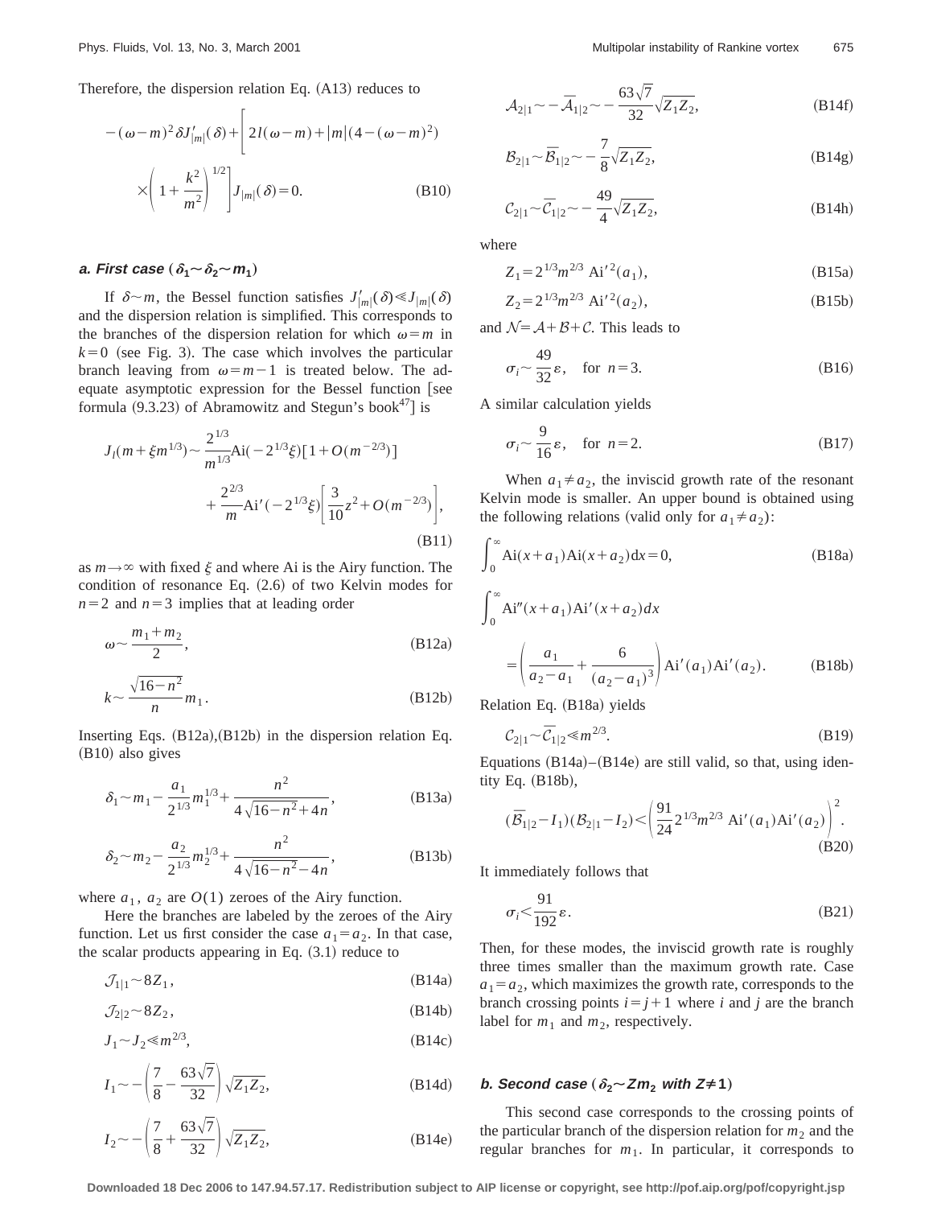Therefore, the dispersion relation Eq. (A13) reduces to

$$-(\omega-m)^2\delta J'_{|m|}(\delta)+\left[2l(\omega-m)+|m|(4-(\omega-m)^2)\times\left(1+\frac{k^2}{m^2}\right)^{1/2}\right]J_{|m|}(\delta)=0. \tag{B10}$$

#### a. First case ($\delta_1\sim\delta_2\sim m_1$)

If $\delta\sim m$, the Bessel function satisfies $J'_{|m|}(\delta)\ll J_{|m|}(\delta)$ and the dispersion relation is simplified. This corresponds to the branches of the dispersion relation for which $\omega=m$ in $k=0$ (see Fig. 3). The case which involves the particular branch leaving from $\omega=m-1$ is treated below. The adequate asymptotic expression for the Bessel function [see formula (9.3.23) of Abramowitz and Stegun's book[47]] is

$$J_l(m+\xi m^{1/3})\sim\frac{2^{1/3}}{m^{1/3}}\mathrm{Ai}(-2^{1/3}\xi)[1+O(m^{-2/3})]+\frac{2^{2/3}}{m}\mathrm{Ai}'(-2^{1/3}\xi)\left[\frac{3}{10}z^2+O(m^{-2/3})\right], \tag{B11}$$

as $m\to\infty$ with fixed $\xi$ and where Ai is the Airy function. The condition of resonance Eq. (2.6) of two Kelvin modes for $n=2$ and $n=3$ implies that at leading order

$$\omega\sim\frac{m_1+m_2}{2}, \tag{B12a}$$

$$k\sim\frac{\sqrt{16-n^2}}{n}m_1. \tag{B12b}$$

Inserting Eqs. (B12a),(B12b) in the dispersion relation Eq. (B10) also gives

$$\delta_1\sim m_1-\frac{a_1}{2^{1/3}}m_1^{1/3}+\frac{n^2}{4\sqrt{16-n^2}+4n}, \tag{B13a}$$

$$\delta_2\sim m_2-\frac{a_2}{2^{1/3}}m_2^{1/3}+\frac{n^2}{4\sqrt{16-n^2}-4n}, \tag{B13b}$$

where $a_1$, $a_2$ are $O(1)$ zeroes of the Airy function.

Here the branches are labeled by the zeroes of the Airy function. Let us first consider the case $a_1=a_2$. In that case, the scalar products appearing in Eq. (3.1) reduce to

$$\mathcal{J}_{1|1}\sim 8Z_1, \tag{B14a}$$

$$\mathcal{J}_{2|2}\sim 8Z_2, \tag{B14b}$$

$$J_1\sim J_2\ll m^{2/3}, \tag{B14c}$$

$$I_1\sim-\left(\frac{7}{8}-\frac{63\sqrt{7}}{32}\right)\sqrt{Z_1Z_2}, \tag{B14d}$$

$$I_2\sim-\left(\frac{7}{8}+\frac{63\sqrt{7}}{32}\right)\sqrt{Z_1Z_2}, \tag{B14e}$$

$$\mathcal{A}_{2|1}\sim-\bar{\mathcal{A}}_{1|2}\sim-\frac{63\sqrt{7}}{32}\sqrt{Z_1Z_2}, \tag{B14f}$$

$$\mathcal{B}_{2|1}\sim\bar{\mathcal{B}}_{1|2}\sim-\frac{7}{8}\sqrt{Z_1Z_2}, \tag{B14g}$$

$$\mathcal{C}_{2|1}\sim\bar{\mathcal{C}}_{1|2}\sim-\frac{49}{4}\sqrt{Z_1Z_2}, \tag{B14h}$$

where

$$Z_1=2^{1/3}m^{2/3}\,\mathrm{Ai}'^2(a_1), \tag{B15a}$$

$$Z_2=2^{1/3}m^{2/3}\,\mathrm{Ai}'^2(a_2), \tag{B15b}$$

and $\mathcal{N}=\mathcal{A}+\mathcal{B}+\mathcal{C}$. This leads to

$$\sigma_i\sim\frac{49}{32}\varepsilon,\quad\text{for } n=3. \tag{B16}$$

A similar calculation yields

$$\sigma_i\sim\frac{9}{16}\varepsilon,\quad\text{for } n=2. \tag{B17}$$

When $a_1\neq a_2$, the inviscid growth rate of the resonant Kelvin mode is smaller. An upper bound is obtained using the following relations (valid only for $a_1\neq a_2$):

$$\int_0^\infty\mathrm{Ai}(x+a_1)\mathrm{Ai}(x+a_2)\mathrm{d}x=0, \tag{B18a}$$

$$\int_0^\infty\mathrm{Ai}''(x+a_1)\mathrm{Ai}'(x+a_2)dx=\left(\frac{a_1}{a_2-a_1}+\frac{6}{(a_2-a_1)^3}\right)\mathrm{Ai}'(a_1)\mathrm{Ai}'(a_2). \tag{B18b}$$

Relation Eq. (B18a) yields

$$\mathcal{C}_{2|1}\sim\bar{\mathcal{C}}_{1|2}\ll m^{2/3}. \tag{B19}$$

Equations (B14a)–(B14e) are still valid, so that, using identity Eq. (B18b),

$$(\bar{\mathcal{B}}_{1|2}-I_1)(\mathcal{B}_{2|1}-I_2)<\left(\frac{91}{24}2^{1/3}m^{2/3}\,\mathrm{Ai}'(a_1)\mathrm{Ai}'(a_2)\right)^2. \tag{B20}$$

It immediately follows that

$$\sigma_i<\frac{91}{192}\varepsilon. \tag{B21}$$

Then, for these modes, the inviscid growth rate is roughly three times smaller than the maximum growth rate. Case $a_1=a_2$, which maximizes the growth rate, corresponds to the branch crossing points $i=j+1$ where $i$ and $j$ are the branch label for $m_1$ and $m_2$, respectively.

#### b. Second case ($\delta_2\sim Zm_2$ with $Z\neq 1$)

This second case corresponds to the crossing points of the particular branch of the dispersion relation for $m_2$ and the regular branches for $m_1$. In particular, it corresponds to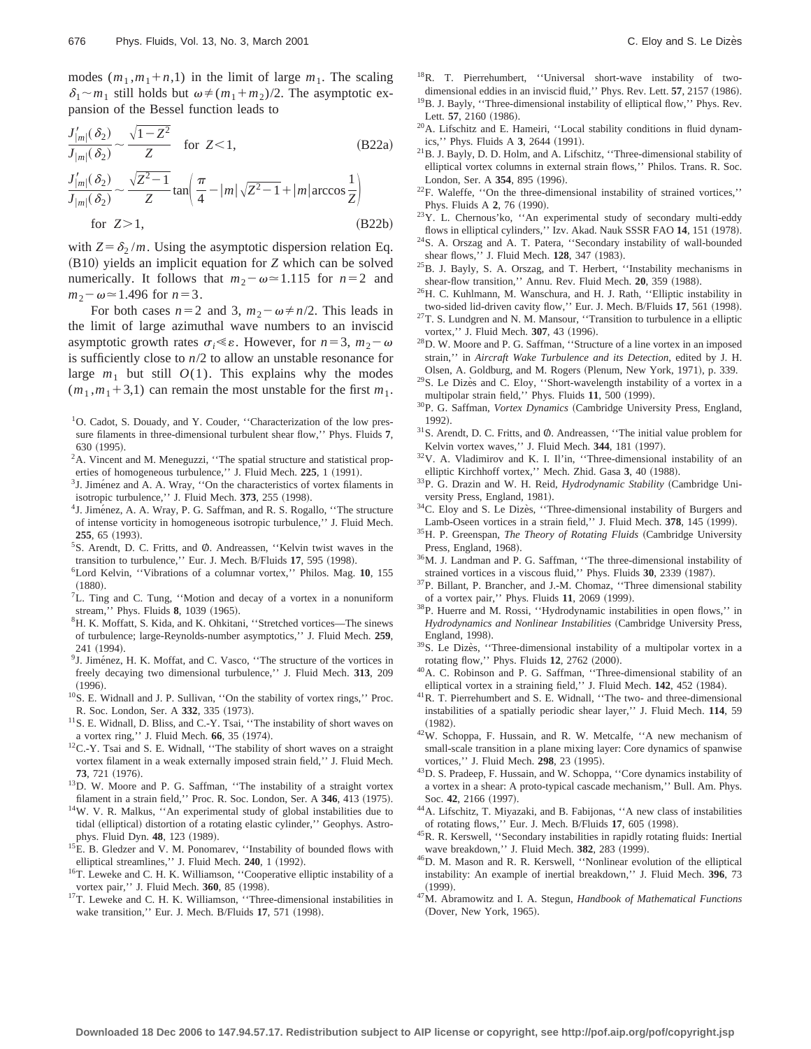modes $(m_1, m_1+n, 1)$ in the limit of large $m_1$. The scaling $\delta_1 \sim m_1$ still holds but $\omega \neq (m_1+m_2)/2$. The asymptotic expansion of the Bessel function leads to

$$\frac{J'_{|m|}(\delta_2)}{J_{|m|}(\delta_2)} \sim \frac{\sqrt{1-Z^2}}{Z} \quad \text{for } Z<1, \tag{B22a}$$

$$\frac{J'_{|m|}(\delta_2)}{J_{|m|}(\delta_2)} \sim \frac{\sqrt{Z^2-1}}{Z} \tan\left(\frac{\pi}{4} - |m|\sqrt{Z^2-1} + |m|\arccos\frac{1}{Z}\right)$$

$$\text{for } Z>1, \tag{B22b}$$

with $Z = \delta_2/m$. Using the asymptotic dispersion relation Eq. (B10) yields an implicit equation for $Z$ which can be solved numerically. It follows that $m_2 - \omega \simeq 1.115$ for $n=2$ and $m_2 - \omega \simeq 1.496$ for $n=3$.

For both cases $n=2$ and 3, $m_2 - \omega \neq n/2$. This leads in the limit of large azimuthal wave numbers to an inviscid asymptotic growth rates $\sigma_i \ll \varepsilon$. However, for $n=3$, $m_2 - \omega$ is sufficiently close to $n/2$ to allow an unstable resonance for large $m_1$ but still $O(1)$. This explains why the modes $(m_1, m_1+3, 1)$ can remain the most unstable for the first $m_1$.

[1] O. Cadot, S. Douady, and Y. Couder, ''Characterization of the low pressure filaments in three-dimensional turbulent shear flow,'' Phys. Fluids **7**, 630 (1995).

[2] A. Vincent and M. Meneguzzi, ''The spatial structure and statistical properties of homogeneous turbulence,'' J. Fluid Mech. **225**, 1 (1991).

[3] J. Jiménez and A. A. Wray, ''On the characteristics of vortex filaments in isotropic turbulence,'' J. Fluid Mech. **373**, 255 (1998).

[4] J. Jiménez, A. A. Wray, P. G. Saffman, and R. S. Rogallo, ''The structure of intense vorticity in homogeneous isotropic turbulence,'' J. Fluid Mech. **255**, 65 (1993).

[5] S. Arendt, D. C. Fritts, and Ø. Andreassen, ''Kelvin twist waves in the transition to turbulence,'' Eur. J. Mech. B/Fluids **17**, 595 (1998).

[6] Lord Kelvin, ''Vibrations of a columnar vortex,'' Philos. Mag. **10**, 155 (1880).

[7] L. Ting and C. Tung, ''Motion and decay of a vortex in a nonuniform stream,'' Phys. Fluids **8**, 1039 (1965).

[8] H. K. Moffatt, S. Kida, and K. Ohkitani, ''Stretched vortices—The sinews of turbulence; large-Reynolds-number asymptotics,'' J. Fluid Mech. **259**, 241 (1994).

[9] J. Jiménez, H. K. Moffat, and C. Vasco, ''The structure of the vortices in freely decaying two dimensional turbulence,'' J. Fluid Mech. **313**, 209 (1996).

[10] S. E. Widnall and J. P. Sullivan, ''On the stability of vortex rings,'' Proc. R. Soc. London, Ser. A **332**, 335 (1973).

[11] S. E. Widnall, D. Bliss, and C.-Y. Tsai, ''The instability of short waves on a vortex ring,'' J. Fluid Mech. **66**, 35 (1974).

[12] C.-Y. Tsai and S. E. Widnall, ''The stability of short waves on a straight vortex filament in a weak externally imposed strain field,'' J. Fluid Mech. **73**, 721 (1976).

[13] D. W. Moore and P. G. Saffman, ''The instability of a straight vortex filament in a strain field,'' Proc. R. Soc. London, Ser. A **346**, 413 (1975).

[14] W. V. R. Malkus, ''An experimental study of global instabilities due to tidal (elliptical) distortion of a rotating elastic cylinder,'' Geophys. Astrophys. Fluid Dyn. **48**, 123 (1989).

[15] E. B. Gledzer and V. M. Ponomarev, ''Instability of bounded flows with elliptical streamlines,'' J. Fluid Mech. **240**, 1 (1992).

[16] T. Leweke and C. H. K. Williamson, ''Cooperative elliptic instability of a vortex pair,'' J. Fluid Mech. **360**, 85 (1998).

[17] T. Leweke and C. H. K. Williamson, ''Three-dimensional instabilities in wake transition,'' Eur. J. Mech. B/Fluids **17**, 571 (1998).

[18] R. T. Pierrehumbert, ''Universal short-wave instability of two-dimensional eddies in an inviscid fluid,'' Phys. Rev. Lett. **57**, 2157 (1986).

[19] B. J. Bayly, ''Three-dimensional instability of elliptical flow,'' Phys. Rev. Lett. **57**, 2160 (1986).

[20] A. Lifschitz and E. Hameiri, ''Local stability conditions in fluid dynamics,'' Phys. Fluids A **3**, 2644 (1991).

[21] B. J. Bayly, D. D. Holm, and A. Lifschitz, ''Three-dimensional stability of elliptical vortex columns in external strain flows,'' Philos. Trans. R. Soc. London, Ser. A **354**, 895 (1996).

[22] F. Waleffe, ''On the three-dimensional instability of strained vortices,'' Phys. Fluids A **2**, 76 (1990).

[23] Y. L. Chernous'ko, ''An experimental study of secondary multi-eddy flows in elliptical cylinders,'' Izv. Akad. Nauk SSSR FAO **14**, 151 (1978).

[24] S. A. Orszag and A. T. Patera, ''Secondary instability of wall-bounded shear flows,'' J. Fluid Mech. **128**, 347 (1983).

[25] B. J. Bayly, S. A. Orszag, and T. Herbert, ''Instability mechanisms in shear-flow transition,'' Annu. Rev. Fluid Mech. **20**, 359 (1988).

[26] H. C. Kuhlmann, M. Wanschura, and H. J. Rath, ''Elliptic instability in two-sided lid-driven cavity flow,'' Eur. J. Mech. B/Fluids **17**, 561 (1998).

[27] T. S. Lundgren and N. M. Mansour, ''Transition to turbulence in a elliptic vortex,'' J. Fluid Mech. **307**, 43 (1996).

[28] D. W. Moore and P. G. Saffman, ''Structure of a line vortex in an imposed strain,'' in *Aircraft Wake Turbulence and its Detection*, edited by J. H. Olsen, A. Goldburg, and M. Rogers (Plenum, New York, 1971), p. 339.

[29] S. Le Dizès and C. Eloy, ''Short-wavelength instability of a vortex in a multipolar strain field,'' Phys. Fluids **11**, 500 (1999).

[30] P. G. Saffman, *Vortex Dynamics* (Cambridge University Press, England, 1992).

[31] S. Arendt, D. C. Fritts, and Ø. Andreassen, ''The initial value problem for Kelvin vortex waves,'' J. Fluid Mech. **344**, 181 (1997).

[32] V. A. Vladimirov and K. I. Il'in, ''Three-dimensional instability of an elliptic Kirchhoff vortex,'' Mech. Zhid. Gasa **3**, 40 (1988).

[33] P. G. Drazin and W. H. Reid, *Hydrodynamic Stability* (Cambridge University Press, England, 1981).

[34] C. Eloy and S. Le Dizès, ''Three-dimensional instability of Burgers and Lamb-Oseen vortices in a strain field,'' J. Fluid Mech. **378**, 145 (1999).

[35] H. P. Greenspan, *The Theory of Rotating Fluids* (Cambridge University Press, England, 1968).

[36] M. J. Landman and P. G. Saffman, ''The three-dimensional instability of strained vortices in a viscous fluid,'' Phys. Fluids **30**, 2339 (1987).

[37] P. Billant, P. Brancher, and J.-M. Chomaz, ''Three dimensional stability of a vortex pair,'' Phys. Fluids **11**, 2069 (1999).

[38] P. Huerre and M. Rossi, ''Hydrodynamic instabilities in open flows,'' in *Hydrodynamics and Nonlinear Instabilities* (Cambridge University Press, England, 1998).

[39] S. Le Dizès, ''Three-dimensional instability of a multipolar vortex in a rotating flow,'' Phys. Fluids **12**, 2762 (2000).

[40] A. C. Robinson and P. G. Saffman, ''Three-dimensional stability of an elliptical vortex in a straining field,'' J. Fluid Mech. **142**, 452 (1984).

[41] R. T. Pierrehumbert and S. E. Widnall, ''The two- and three-dimensional instabilities of a spatially periodic shear layer,'' J. Fluid Mech. **114**, 59 (1982).

[42] W. Schoppa, F. Hussain, and R. W. Metcalfe, ''A new mechanism of small-scale transition in a plane mixing layer: Core dynamics of spanwise vortices,'' J. Fluid Mech. **298**, 23 (1995).

[43] D. S. Pradeep, F. Hussain, and W. Schoppa, ''Core dynamics instability of a vortex in a shear: A proto-typical cascade mechanism,'' Bull. Am. Phys. Soc. **42**, 2166 (1997).

[44] A. Lifschitz, T. Miyazaki, and B. Fabijonas, ''A new class of instabilities of rotating flows,'' Eur. J. Mech. B/Fluids **17**, 605 (1998).

[45] R. R. Kerswell, ''Secondary instabilities in rapidly rotating fluids: Inertial wave breakdown,'' J. Fluid Mech. **382**, 283 (1999).

[46] D. M. Mason and R. R. Kerswell, ''Nonlinear evolution of the elliptical instability: An example of inertial breakdown,'' J. Fluid Mech. **396**, 73 (1999).

[47] M. Abramowitz and I. A. Stegun, *Handbook of Mathematical Functions* (Dover, New York, 1965).